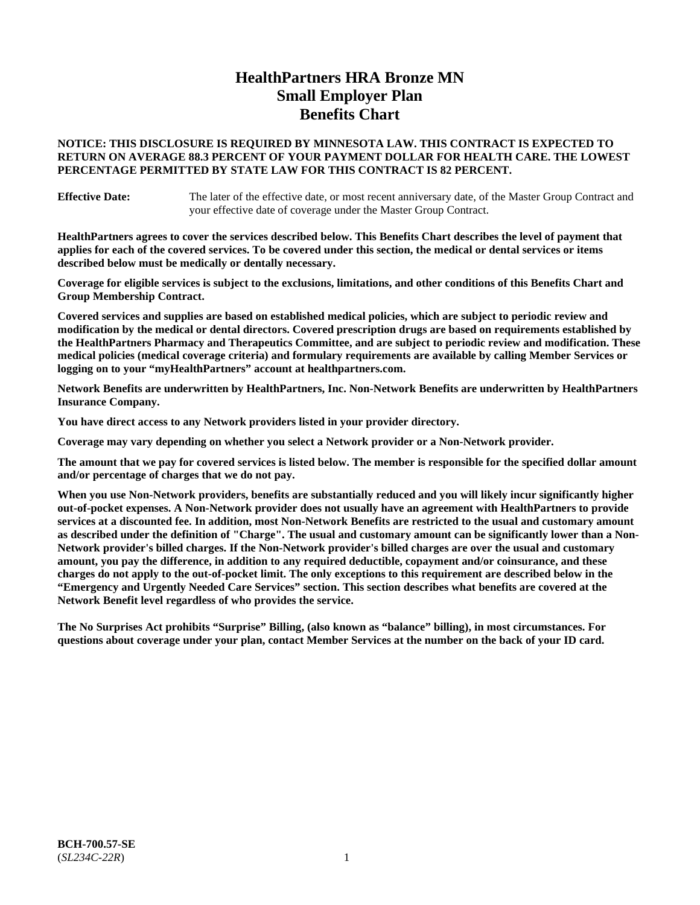# HealthPartners HRA Bronze MN
# Small Employer Plan
# Benefits Chart

**NOTICE: THIS DISCLOSURE IS REQUIRED BY MINNESOTA LAW. THIS CONTRACT IS EXPECTED TO RETURN ON AVERAGE 88.3 PERCENT OF YOUR PAYMENT DOLLAR FOR HEALTH CARE. THE LOWEST PERCENTAGE PERMITTED BY STATE LAW FOR THIS CONTRACT IS 82 PERCENT.**

**Effective Date:** The later of the effective date, or most recent anniversary date, of the Master Group Contract and your effective date of coverage under the Master Group Contract.

**HealthPartners agrees to cover the services described below. This Benefits Chart describes the level of payment that applies for each of the covered services. To be covered under this section, the medical or dental services or items described below must be medically or dentally necessary.**

**Coverage for eligible services is subject to the exclusions, limitations, and other conditions of this Benefits Chart and Group Membership Contract.**

**Covered services and supplies are based on established medical policies, which are subject to periodic review and modification by the medical or dental directors. Covered prescription drugs are based on requirements established by the HealthPartners Pharmacy and Therapeutics Committee, and are subject to periodic review and modification. These medical policies (medical coverage criteria) and formulary requirements are available by calling Member Services or logging on to your "myHealthPartners" account at healthpartners.com.**

**Network Benefits are underwritten by HealthPartners, Inc. Non-Network Benefits are underwritten by HealthPartners Insurance Company.**

**You have direct access to any Network providers listed in your provider directory.**

**Coverage may vary depending on whether you select a Network provider or a Non-Network provider.**

**The amount that we pay for covered services is listed below. The member is responsible for the specified dollar amount and/or percentage of charges that we do not pay.**

**When you use Non-Network providers, benefits are substantially reduced and you will likely incur significantly higher out-of-pocket expenses. A Non-Network provider does not usually have an agreement with HealthPartners to provide services at a discounted fee. In addition, most Non-Network Benefits are restricted to the usual and customary amount as described under the definition of "Charge". The usual and customary amount can be significantly lower than a Non-Network provider's billed charges. If the Non-Network provider's billed charges are over the usual and customary amount, you pay the difference, in addition to any required deductible, copayment and/or coinsurance, and these charges do not apply to the out-of-pocket limit. The only exceptions to this requirement are described below in the "Emergency and Urgently Needed Care Services" section. This section describes what benefits are covered at the Network Benefit level regardless of who provides the service.**

**The No Surprises Act prohibits "Surprise" Billing, (also known as "balance" billing), in most circumstances. For questions about coverage under your plan, contact Member Services at the number on the back of your ID card.**

**BCH-700.57-SE**
(*SL234C-22R*)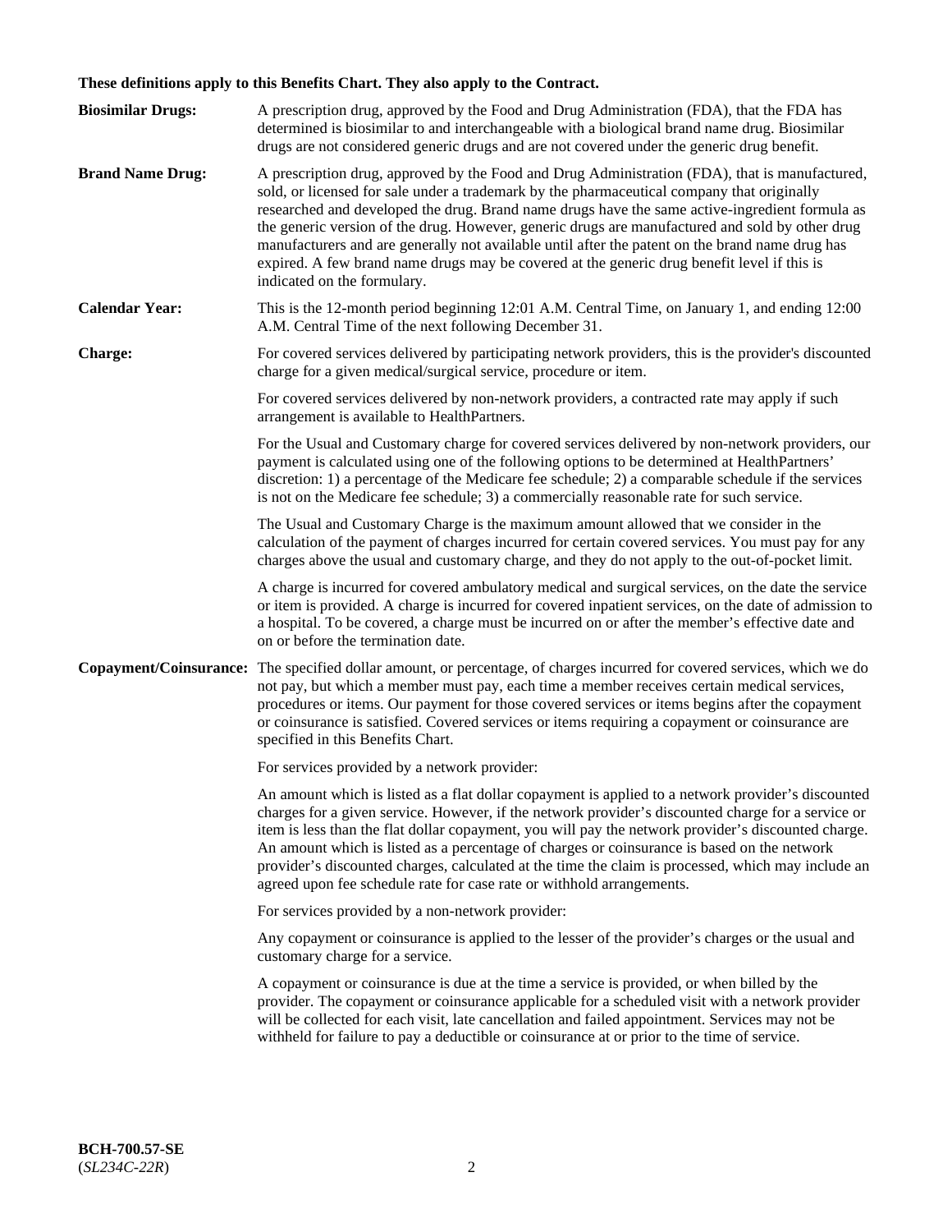**These definitions apply to this Benefits Chart. They also apply to the Contract.**

**Biosimilar Drugs:** A prescription drug, approved by the Food and Drug Administration (FDA), that the FDA has determined is biosimilar to and interchangeable with a biological brand name drug. Biosimilar drugs are not considered generic drugs and are not covered under the generic drug benefit.

**Brand Name Drug:** A prescription drug, approved by the Food and Drug Administration (FDA), that is manufactured, sold, or licensed for sale under a trademark by the pharmaceutical company that originally researched and developed the drug. Brand name drugs have the same active-ingredient formula as the generic version of the drug. However, generic drugs are manufactured and sold by other drug manufacturers and are generally not available until after the patent on the brand name drug has expired. A few brand name drugs may be covered at the generic drug benefit level if this is indicated on the formulary.

**Calendar Year:** This is the 12-month period beginning 12:01 A.M. Central Time, on January 1, and ending 12:00 A.M. Central Time of the next following December 31.

**Charge:** For covered services delivered by participating network providers, this is the provider's discounted charge for a given medical/surgical service, procedure or item.

For covered services delivered by non-network providers, a contracted rate may apply if such arrangement is available to HealthPartners.

For the Usual and Customary charge for covered services delivered by non-network providers, our payment is calculated using one of the following options to be determined at HealthPartners' discretion: 1) a percentage of the Medicare fee schedule; 2) a comparable schedule if the services is not on the Medicare fee schedule; 3) a commercially reasonable rate for such service.

The Usual and Customary Charge is the maximum amount allowed that we consider in the calculation of the payment of charges incurred for certain covered services. You must pay for any charges above the usual and customary charge, and they do not apply to the out-of-pocket limit.

A charge is incurred for covered ambulatory medical and surgical services, on the date the service or item is provided. A charge is incurred for covered inpatient services, on the date of admission to a hospital. To be covered, a charge must be incurred on or after the member's effective date and on or before the termination date.

**Copayment/Coinsurance:** The specified dollar amount, or percentage, of charges incurred for covered services, which we do not pay, but which a member must pay, each time a member receives certain medical services, procedures or items. Our payment for those covered services or items begins after the copayment or coinsurance is satisfied. Covered services or items requiring a copayment or coinsurance are specified in this Benefits Chart.

For services provided by a network provider:

An amount which is listed as a flat dollar copayment is applied to a network provider's discounted charges for a given service. However, if the network provider's discounted charge for a service or item is less than the flat dollar copayment, you will pay the network provider's discounted charge. An amount which is listed as a percentage of charges or coinsurance is based on the network provider's discounted charges, calculated at the time the claim is processed, which may include an agreed upon fee schedule rate for case rate or withhold arrangements.

For services provided by a non-network provider:

Any copayment or coinsurance is applied to the lesser of the provider's charges or the usual and customary charge for a service.

A copayment or coinsurance is due at the time a service is provided, or when billed by the provider. The copayment or coinsurance applicable for a scheduled visit with a network provider will be collected for each visit, late cancellation and failed appointment. Services may not be withheld for failure to pay a deductible or coinsurance at or prior to the time of service.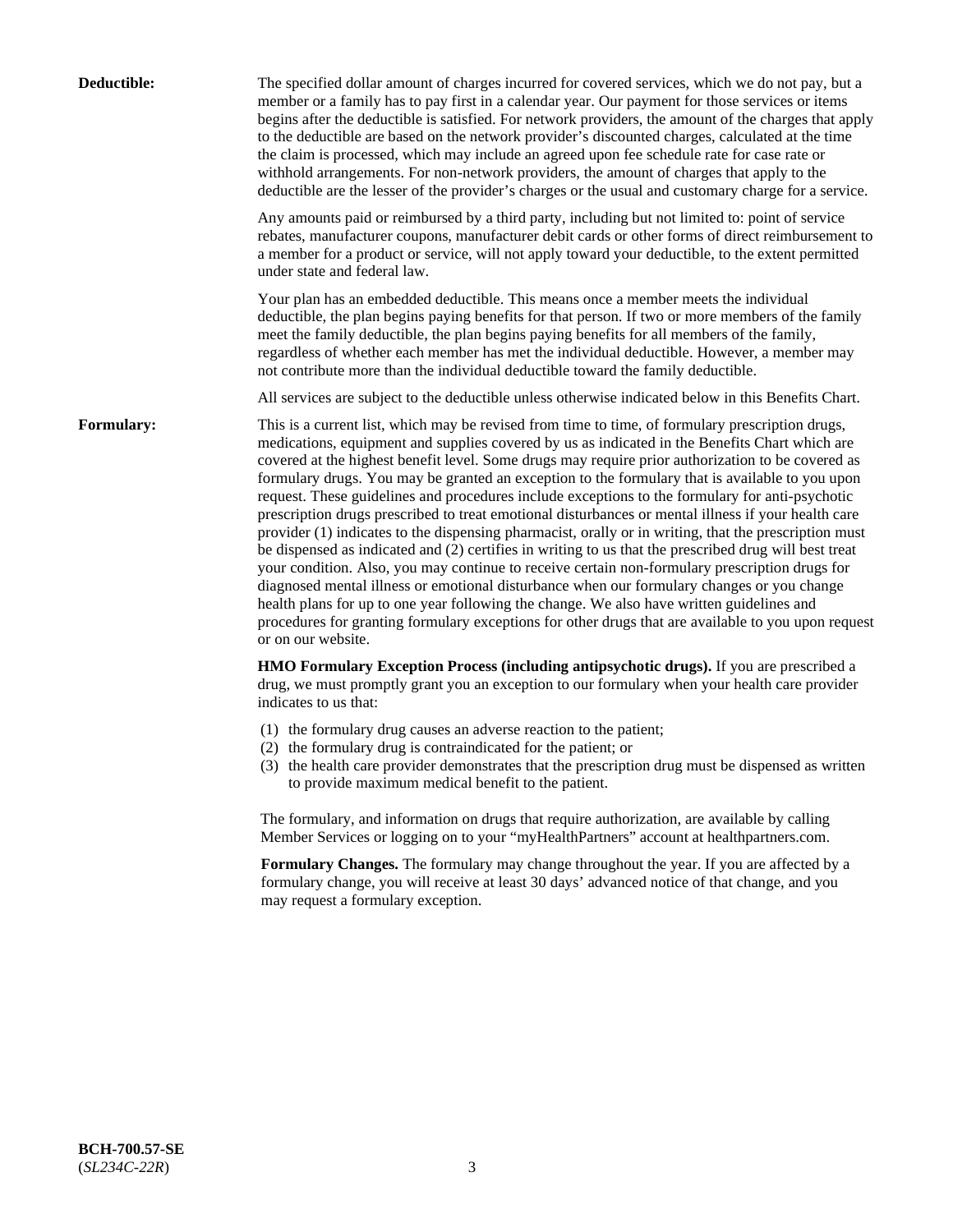**Deductible:**

The specified dollar amount of charges incurred for covered services, which we do not pay, but a member or a family has to pay first in a calendar year. Our payment for those services or items begins after the deductible is satisfied. For network providers, the amount of the charges that apply to the deductible are based on the network provider's discounted charges, calculated at the time the claim is processed, which may include an agreed upon fee schedule rate for case rate or withhold arrangements. For non-network providers, the amount of charges that apply to the deductible are the lesser of the provider's charges or the usual and customary charge for a service.

Any amounts paid or reimbursed by a third party, including but not limited to: point of service rebates, manufacturer coupons, manufacturer debit cards or other forms of direct reimbursement to a member for a product or service, will not apply toward your deductible, to the extent permitted under state and federal law.

Your plan has an embedded deductible. This means once a member meets the individual deductible, the plan begins paying benefits for that person. If two or more members of the family meet the family deductible, the plan begins paying benefits for all members of the family, regardless of whether each member has met the individual deductible. However, a member may not contribute more than the individual deductible toward the family deductible.

All services are subject to the deductible unless otherwise indicated below in this Benefits Chart.

**Formulary:**

This is a current list, which may be revised from time to time, of formulary prescription drugs, medications, equipment and supplies covered by us as indicated in the Benefits Chart which are covered at the highest benefit level. Some drugs may require prior authorization to be covered as formulary drugs. You may be granted an exception to the formulary that is available to you upon request. These guidelines and procedures include exceptions to the formulary for anti-psychotic prescription drugs prescribed to treat emotional disturbances or mental illness if your health care provider (1) indicates to the dispensing pharmacist, orally or in writing, that the prescription must be dispensed as indicated and (2) certifies in writing to us that the prescribed drug will best treat your condition. Also, you may continue to receive certain non-formulary prescription drugs for diagnosed mental illness or emotional disturbance when our formulary changes or you change health plans for up to one year following the change. We also have written guidelines and procedures for granting formulary exceptions for other drugs that are available to you upon request or on our website.

**HMO Formulary Exception Process (including antipsychotic drugs).** If you are prescribed a drug, we must promptly grant you an exception to our formulary when your health care provider indicates to us that:

(1) the formulary drug causes an adverse reaction to the patient;
(2) the formulary drug is contraindicated for the patient; or
(3) the health care provider demonstrates that the prescription drug must be dispensed as written to provide maximum medical benefit to the patient.

The formulary, and information on drugs that require authorization, are available by calling Member Services or logging on to your "myHealthPartners" account at healthpartners.com.

**Formulary Changes.** The formulary may change throughout the year. If you are affected by a formulary change, you will receive at least 30 days' advanced notice of that change, and you may request a formulary exception.

**BCH-700.57-SE**
(*SL234C-22R*)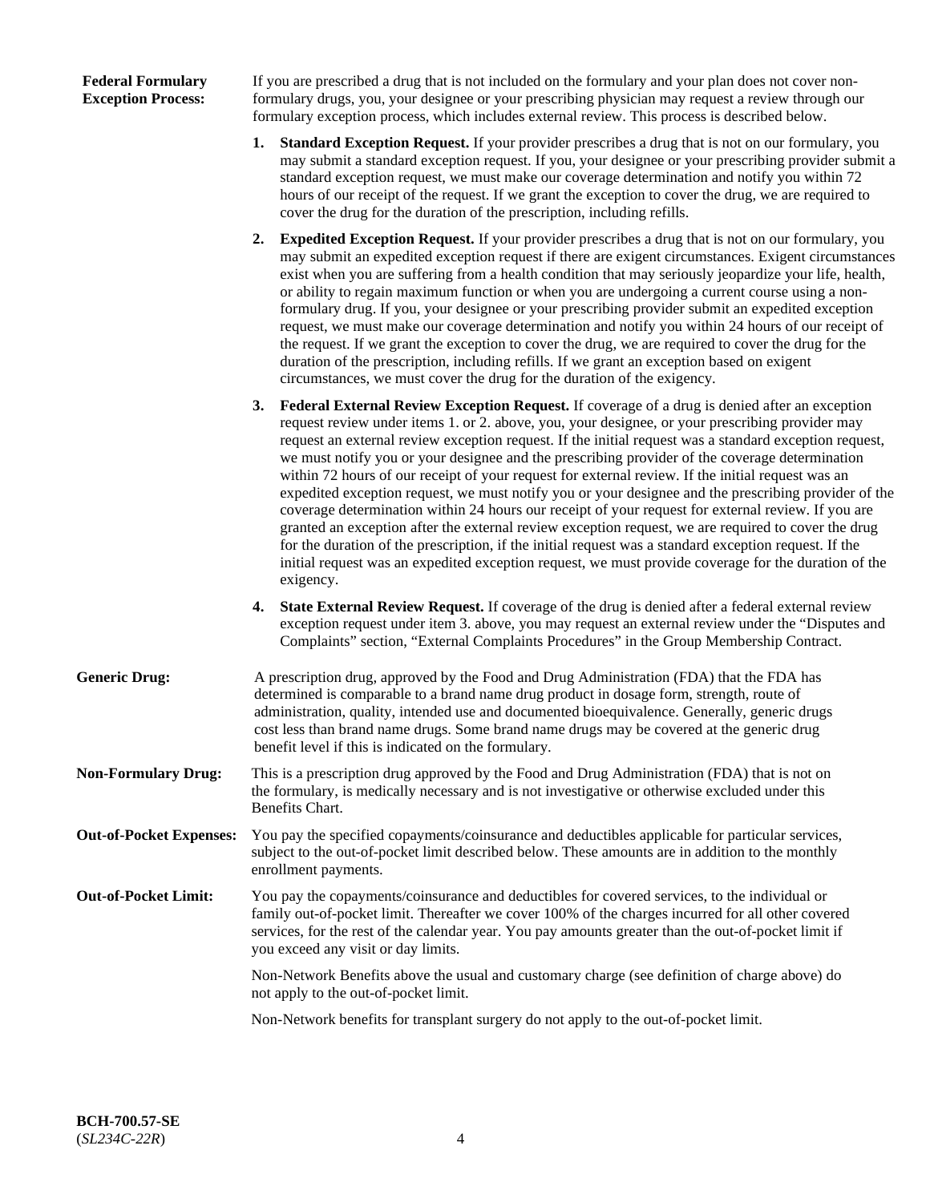**Federal Formulary Exception Process:**

If you are prescribed a drug that is not included on the formulary and your plan does not cover non-formulary drugs, you, your designee or your prescribing physician may request a review through our formulary exception process, which includes external review. This process is described below.

1. **Standard Exception Request.** If your provider prescribes a drug that is not on our formulary, you may submit a standard exception request. If you, your designee or your prescribing provider submit a standard exception request, we must make our coverage determination and notify you within 72 hours of our receipt of the request. If we grant the exception to cover the drug, we are required to cover the drug for the duration of the prescription, including refills.

2. **Expedited Exception Request.** If your provider prescribes a drug that is not on our formulary, you may submit an expedited exception request if there are exigent circumstances. Exigent circumstances exist when you are suffering from a health condition that may seriously jeopardize your life, health, or ability to regain maximum function or when you are undergoing a current course using a non-formulary drug. If you, your designee or your prescribing provider submit an expedited exception request, we must make our coverage determination and notify you within 24 hours of our receipt of the request. If we grant the exception to cover the drug, we are required to cover the drug for the duration of the prescription, including refills. If we grant an exception based on exigent circumstances, we must cover the drug for the duration of the exigency.

3. **Federal External Review Exception Request.** If coverage of a drug is denied after an exception request review under items 1. or 2. above, you, your designee, or your prescribing provider may request an external review exception request. If the initial request was a standard exception request, we must notify you or your designee and the prescribing provider of the coverage determination within 72 hours of our receipt of your request for external review. If the initial request was an expedited exception request, we must notify you or your designee and the prescribing provider of the coverage determination within 24 hours our receipt of your request for external review. If you are granted an exception after the external review exception request, we are required to cover the drug for the duration of the prescription, if the initial request was a standard exception request. If the initial request was an expedited exception request, we must provide coverage for the duration of the exigency.

4. **State External Review Request.** If coverage of the drug is denied after a federal external review exception request under item 3. above, you may request an external review under the "Disputes and Complaints" section, "External Complaints Procedures" in the Group Membership Contract.

**Generic Drug:**

A prescription drug, approved by the Food and Drug Administration (FDA) that the FDA has determined is comparable to a brand name drug product in dosage form, strength, route of administration, quality, intended use and documented bioequivalence. Generally, generic drugs cost less than brand name drugs. Some brand name drugs may be covered at the generic drug benefit level if this is indicated on the formulary.

**Non-Formulary Drug:**

This is a prescription drug approved by the Food and Drug Administration (FDA) that is not on the formulary, is medically necessary and is not investigative or otherwise excluded under this Benefits Chart.

**Out-of-Pocket Expenses:**

You pay the specified copayments/coinsurance and deductibles applicable for particular services, subject to the out-of-pocket limit described below. These amounts are in addition to the monthly enrollment payments.

**Out-of-Pocket Limit:**

You pay the copayments/coinsurance and deductibles for covered services, to the individual or family out-of-pocket limit. Thereafter we cover 100% of the charges incurred for all other covered services, for the rest of the calendar year. You pay amounts greater than the out-of-pocket limit if you exceed any visit or day limits.

Non-Network Benefits above the usual and customary charge (see definition of charge above) do not apply to the out-of-pocket limit.

Non-Network benefits for transplant surgery do not apply to the out-of-pocket limit.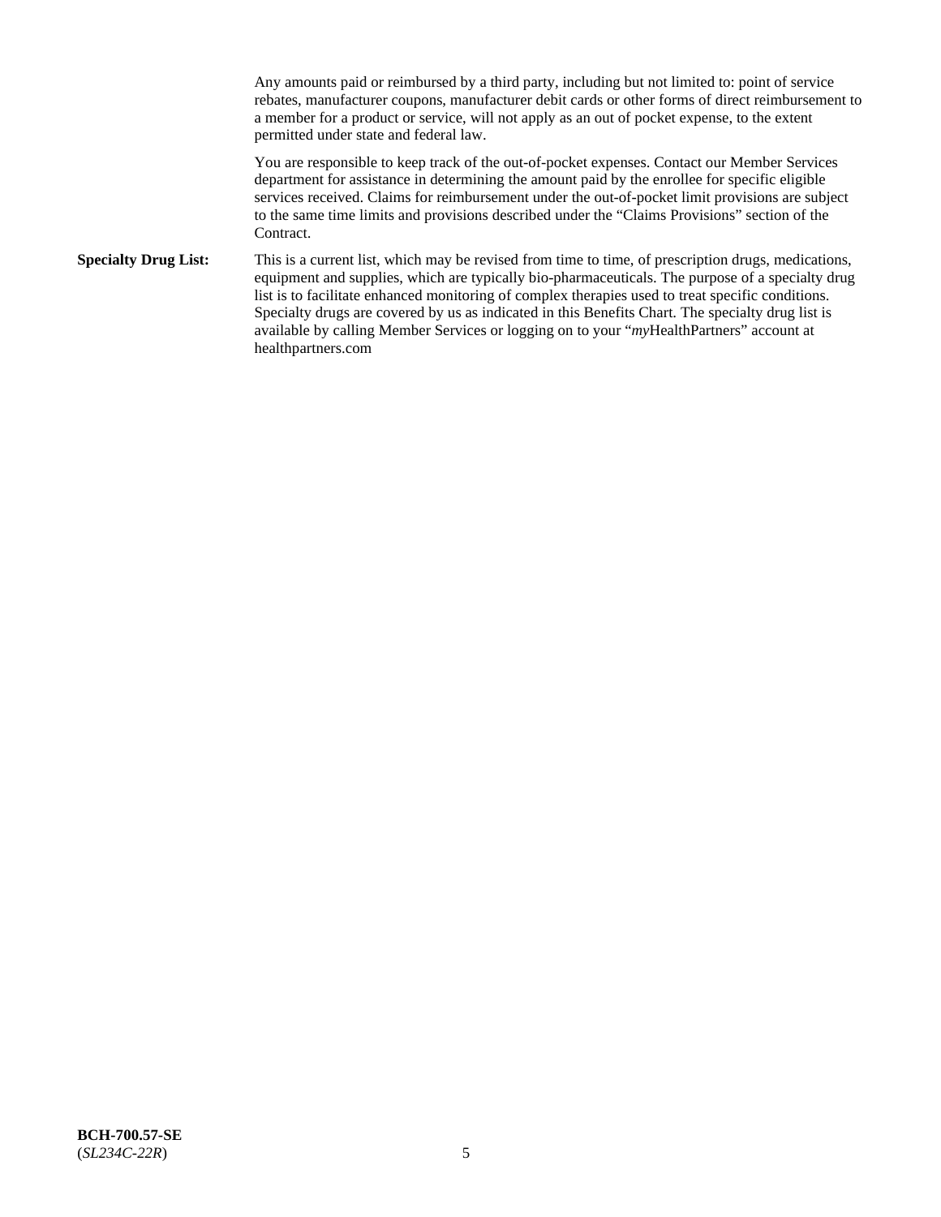Any amounts paid or reimbursed by a third party, including but not limited to: point of service rebates, manufacturer coupons, manufacturer debit cards or other forms of direct reimbursement to a member for a product or service, will not apply as an out of pocket expense, to the extent permitted under state and federal law.

You are responsible to keep track of the out-of-pocket expenses. Contact our Member Services department for assistance in determining the amount paid by the enrollee for specific eligible services received. Claims for reimbursement under the out-of-pocket limit provisions are subject to the same time limits and provisions described under the "Claims Provisions" section of the Contract.

**Specialty Drug List:** This is a current list, which may be revised from time to time, of prescription drugs, medications, equipment and supplies, which are typically bio-pharmaceuticals. The purpose of a specialty drug list is to facilitate enhanced monitoring of complex therapies used to treat specific conditions. Specialty drugs are covered by us as indicated in this Benefits Chart. The specialty drug list is available by calling Member Services or logging on to your "*my*HealthPartners" account at healthpartners.com

**BCH-700.57-SE**
(*SL234C-22R*)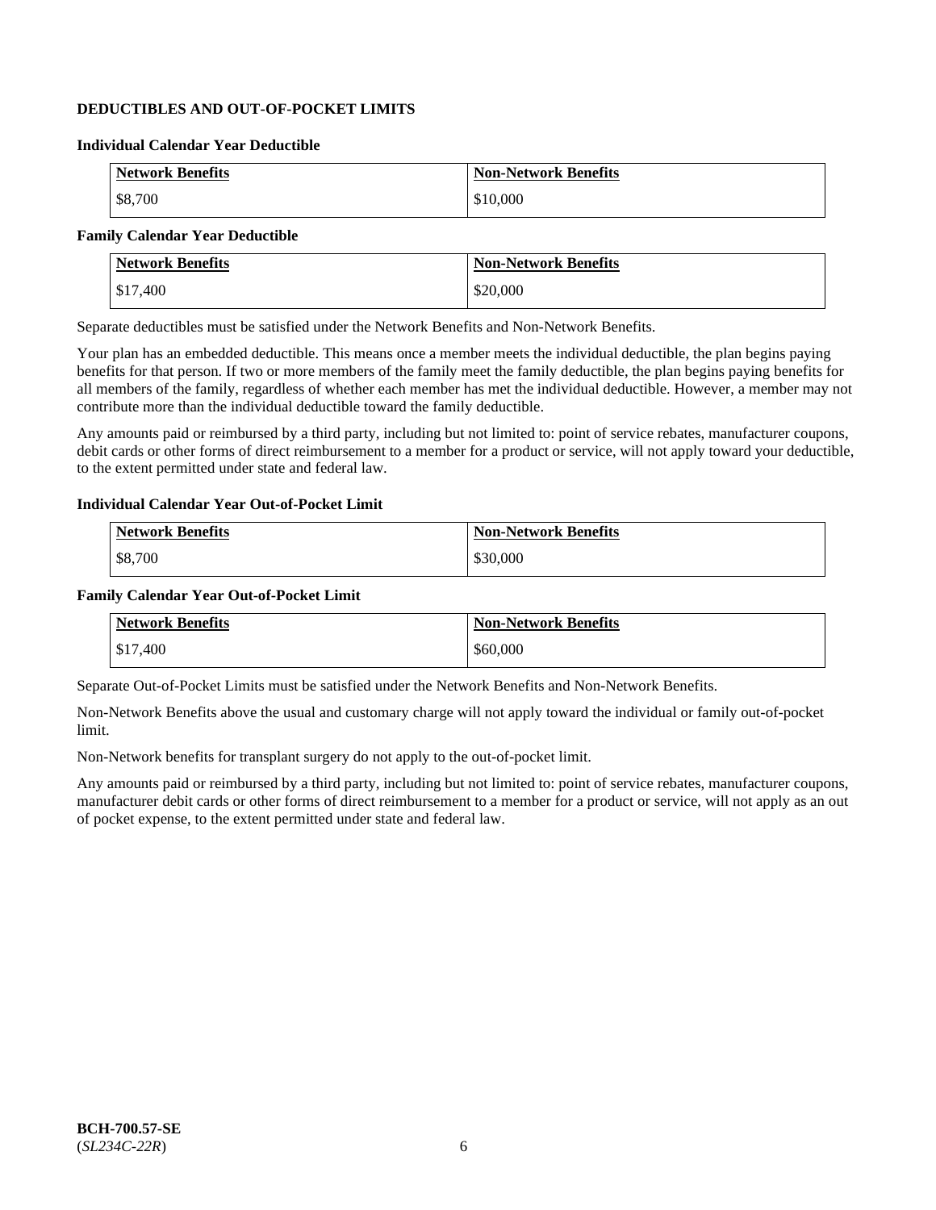## DEDUCTIBLES AND OUT-OF-POCKET LIMITS

### Individual Calendar Year Deductible

| Network Benefits | Non-Network Benefits |
|---|---|
| $8,700 | $10,000 |

### Family Calendar Year Deductible

| Network Benefits | Non-Network Benefits |
|---|---|
| $17,400 | $20,000 |

Separate deductibles must be satisfied under the Network Benefits and Non-Network Benefits.

Your plan has an embedded deductible. This means once a member meets the individual deductible, the plan begins paying benefits for that person. If two or more members of the family meet the family deductible, the plan begins paying benefits for all members of the family, regardless of whether each member has met the individual deductible. However, a member may not contribute more than the individual deductible toward the family deductible.

Any amounts paid or reimbursed by a third party, including but not limited to: point of service rebates, manufacturer coupons, debit cards or other forms of direct reimbursement to a member for a product or service, will not apply toward your deductible, to the extent permitted under state and federal law.

### Individual Calendar Year Out-of-Pocket Limit

| Network Benefits | Non-Network Benefits |
|---|---|
| $8,700 | $30,000 |

### Family Calendar Year Out-of-Pocket Limit

| Network Benefits | Non-Network Benefits |
|---|---|
| $17,400 | $60,000 |

Separate Out-of-Pocket Limits must be satisfied under the Network Benefits and Non-Network Benefits.

Non-Network Benefits above the usual and customary charge will not apply toward the individual or family out-of-pocket limit.

Non-Network benefits for transplant surgery do not apply to the out-of-pocket limit.

Any amounts paid or reimbursed by a third party, including but not limited to: point of service rebates, manufacturer coupons, manufacturer debit cards or other forms of direct reimbursement to a member for a product or service, will not apply as an out of pocket expense, to the extent permitted under state and federal law.

**BCH-700.57-SE**
(*SL234C-22R*)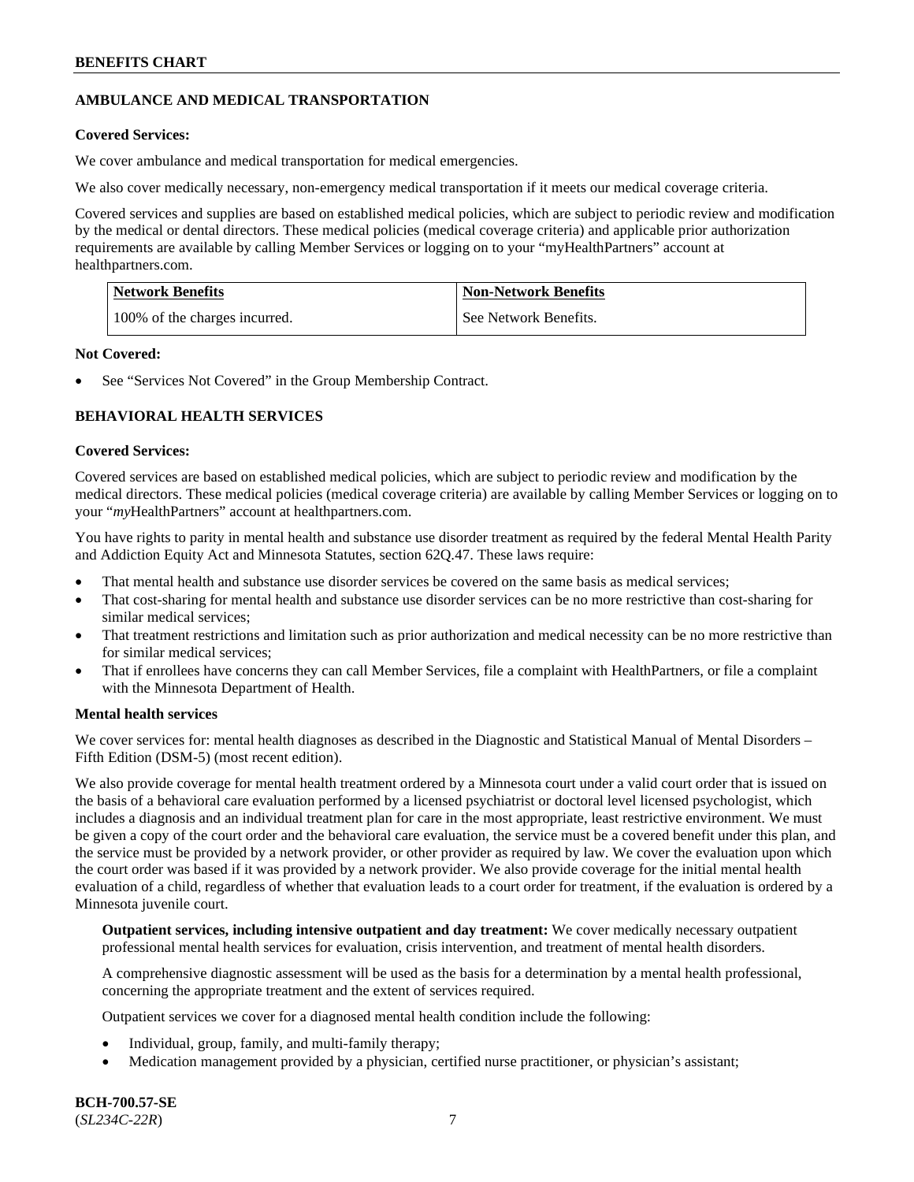## AMBULANCE AND MEDICAL TRANSPORTATION

**Covered Services:**

We cover ambulance and medical transportation for medical emergencies.

We also cover medically necessary, non-emergency medical transportation if it meets our medical coverage criteria.

Covered services and supplies are based on established medical policies, which are subject to periodic review and modification by the medical or dental directors. These medical policies (medical coverage criteria) and applicable prior authorization requirements are available by calling Member Services or logging on to your "myHealthPartners" account at healthpartners.com.

| Network Benefits | Non-Network Benefits |
|---|---|
| 100% of the charges incurred. | See Network Benefits. |

**Not Covered:**

- See "Services Not Covered" in the Group Membership Contract.

## BEHAVIORAL HEALTH SERVICES

**Covered Services:**

Covered services are based on established medical policies, which are subject to periodic review and modification by the medical directors. These medical policies (medical coverage criteria) are available by calling Member Services or logging on to your "*my*HealthPartners" account at healthpartners.com.

You have rights to parity in mental health and substance use disorder treatment as required by the federal Mental Health Parity and Addiction Equity Act and Minnesota Statutes, section 62Q.47. These laws require:

- That mental health and substance use disorder services be covered on the same basis as medical services;
- That cost-sharing for mental health and substance use disorder services can be no more restrictive than cost-sharing for similar medical services;
- That treatment restrictions and limitation such as prior authorization and medical necessity can be no more restrictive than for similar medical services;
- That if enrollees have concerns they can call Member Services, file a complaint with HealthPartners, or file a complaint with the Minnesota Department of Health.

**Mental health services**

We cover services for: mental health diagnoses as described in the Diagnostic and Statistical Manual of Mental Disorders – Fifth Edition (DSM-5) (most recent edition).

We also provide coverage for mental health treatment ordered by a Minnesota court under a valid court order that is issued on the basis of a behavioral care evaluation performed by a licensed psychiatrist or doctoral level licensed psychologist, which includes a diagnosis and an individual treatment plan for care in the most appropriate, least restrictive environment. We must be given a copy of the court order and the behavioral care evaluation, the service must be a covered benefit under this plan, and the service must be provided by a network provider, or other provider as required by law. We cover the evaluation upon which the court order was based if it was provided by a network provider. We also provide coverage for the initial mental health evaluation of a child, regardless of whether that evaluation leads to a court order for treatment, if the evaluation is ordered by a Minnesota juvenile court.

**Outpatient services, including intensive outpatient and day treatment:** We cover medically necessary outpatient professional mental health services for evaluation, crisis intervention, and treatment of mental health disorders.

A comprehensive diagnostic assessment will be used as the basis for a determination by a mental health professional, concerning the appropriate treatment and the extent of services required.

Outpatient services we cover for a diagnosed mental health condition include the following:

- Individual, group, family, and multi-family therapy;
- Medication management provided by a physician, certified nurse practitioner, or physician's assistant;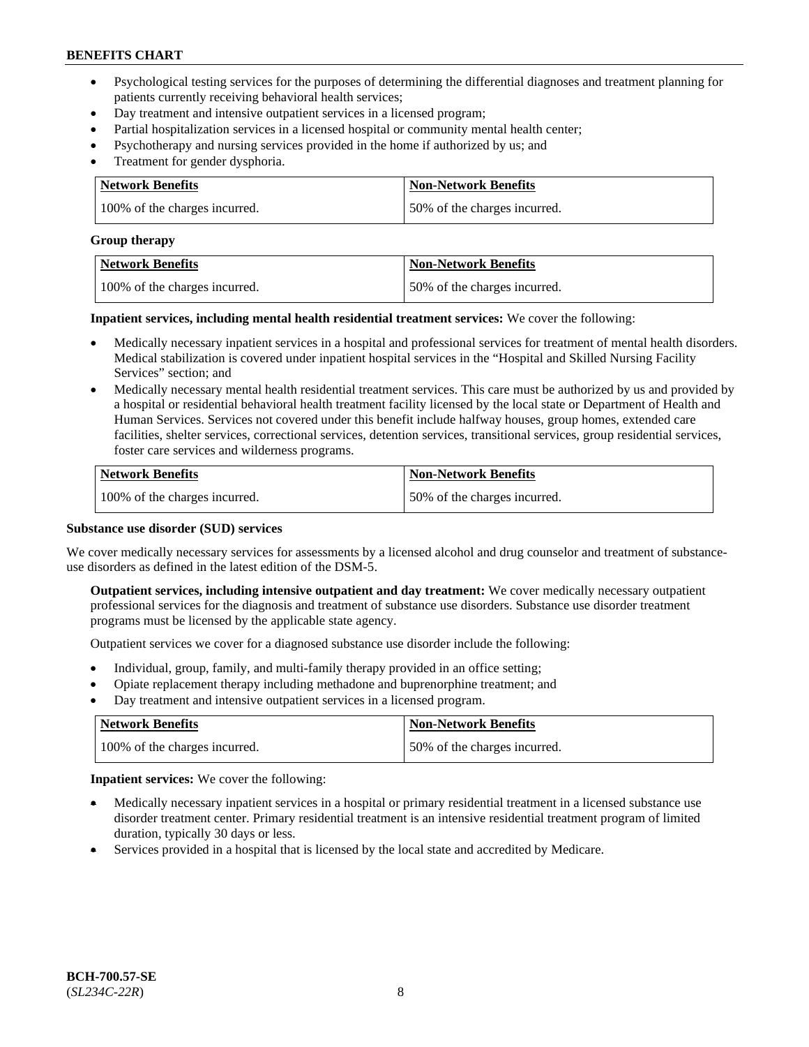- Psychological testing services for the purposes of determining the differential diagnoses and treatment planning for patients currently receiving behavioral health services;
- Day treatment and intensive outpatient services in a licensed program;
- Partial hospitalization services in a licensed hospital or community mental health center;
- Psychotherapy and nursing services provided in the home if authorized by us; and
- Treatment for gender dysphoria.

| Network Benefits | Non-Network Benefits |
|---|---|
| 100% of the charges incurred. | 50% of the charges incurred. |

**Group therapy**

| Network Benefits | Non-Network Benefits |
|---|---|
| 100% of the charges incurred. | 50% of the charges incurred. |

**Inpatient services, including mental health residential treatment services:** We cover the following:

- Medically necessary inpatient services in a hospital and professional services for treatment of mental health disorders. Medical stabilization is covered under inpatient hospital services in the "Hospital and Skilled Nursing Facility Services" section; and
- Medically necessary mental health residential treatment services. This care must be authorized by us and provided by a hospital or residential behavioral health treatment facility licensed by the local state or Department of Health and Human Services. Services not covered under this benefit include halfway houses, group homes, extended care facilities, shelter services, correctional services, detention services, transitional services, group residential services, foster care services and wilderness programs.

| Network Benefits | Non-Network Benefits |
|---|---|
| 100% of the charges incurred. | 50% of the charges incurred. |

**Substance use disorder (SUD) services**

We cover medically necessary services for assessments by a licensed alcohol and drug counselor and treatment of substance-use disorders as defined in the latest edition of the DSM-5.

**Outpatient services, including intensive outpatient and day treatment:** We cover medically necessary outpatient professional services for the diagnosis and treatment of substance use disorders. Substance use disorder treatment programs must be licensed by the applicable state agency.

Outpatient services we cover for a diagnosed substance use disorder include the following:

- Individual, group, family, and multi-family therapy provided in an office setting;
- Opiate replacement therapy including methadone and buprenorphine treatment; and
- Day treatment and intensive outpatient services in a licensed program.

| Network Benefits | Non-Network Benefits |
|---|---|
| 100% of the charges incurred. | 50% of the charges incurred. |

**Inpatient services:** We cover the following:

- Medically necessary inpatient services in a hospital or primary residential treatment in a licensed substance use disorder treatment center. Primary residential treatment is an intensive residential treatment program of limited duration, typically 30 days or less.
- Services provided in a hospital that is licensed by the local state and accredited by Medicare.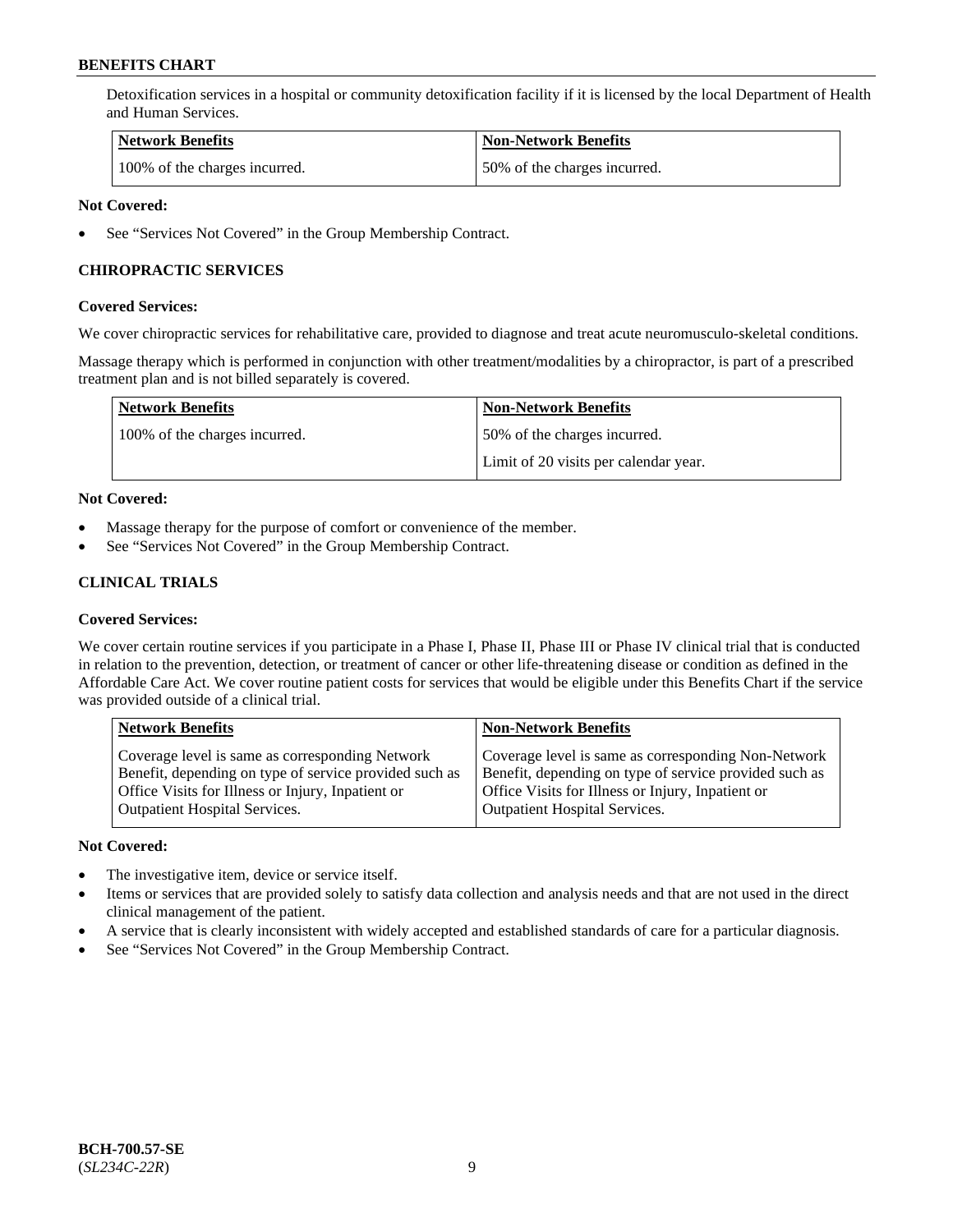Detoxification services in a hospital or community detoxification facility if it is licensed by the local Department of Health and Human Services.

| Network Benefits | Non-Network Benefits |
| --- | --- |
| 100% of the charges incurred. | 50% of the charges incurred. |

**Not Covered:**

- See "Services Not Covered" in the Group Membership Contract.

### CHIROPRACTIC SERVICES

**Covered Services:**

We cover chiropractic services for rehabilitative care, provided to diagnose and treat acute neuromusculo-skeletal conditions.

Massage therapy which is performed in conjunction with other treatment/modalities by a chiropractor, is part of a prescribed treatment plan and is not billed separately is covered.

| Network Benefits | Non-Network Benefits |
| --- | --- |
| 100% of the charges incurred. | 50% of the charges incurred.<br>Limit of 20 visits per calendar year. |

**Not Covered:**

- Massage therapy for the purpose of comfort or convenience of the member.
- See "Services Not Covered" in the Group Membership Contract.

### CLINICAL TRIALS

**Covered Services:**

We cover certain routine services if you participate in a Phase I, Phase II, Phase III or Phase IV clinical trial that is conducted in relation to the prevention, detection, or treatment of cancer or other life-threatening disease or condition as defined in the Affordable Care Act. We cover routine patient costs for services that would be eligible under this Benefits Chart if the service was provided outside of a clinical trial.

| Network Benefits | Non-Network Benefits |
| --- | --- |
| Coverage level is same as corresponding Network Benefit, depending on type of service provided such as Office Visits for Illness or Injury, Inpatient or Outpatient Hospital Services. | Coverage level is same as corresponding Non-Network Benefit, depending on type of service provided such as Office Visits for Illness or Injury, Inpatient or Outpatient Hospital Services. |

**Not Covered:**

- The investigative item, device or service itself.
- Items or services that are provided solely to satisfy data collection and analysis needs and that are not used in the direct clinical management of the patient.
- A service that is clearly inconsistent with widely accepted and established standards of care for a particular diagnosis.
- See "Services Not Covered" in the Group Membership Contract.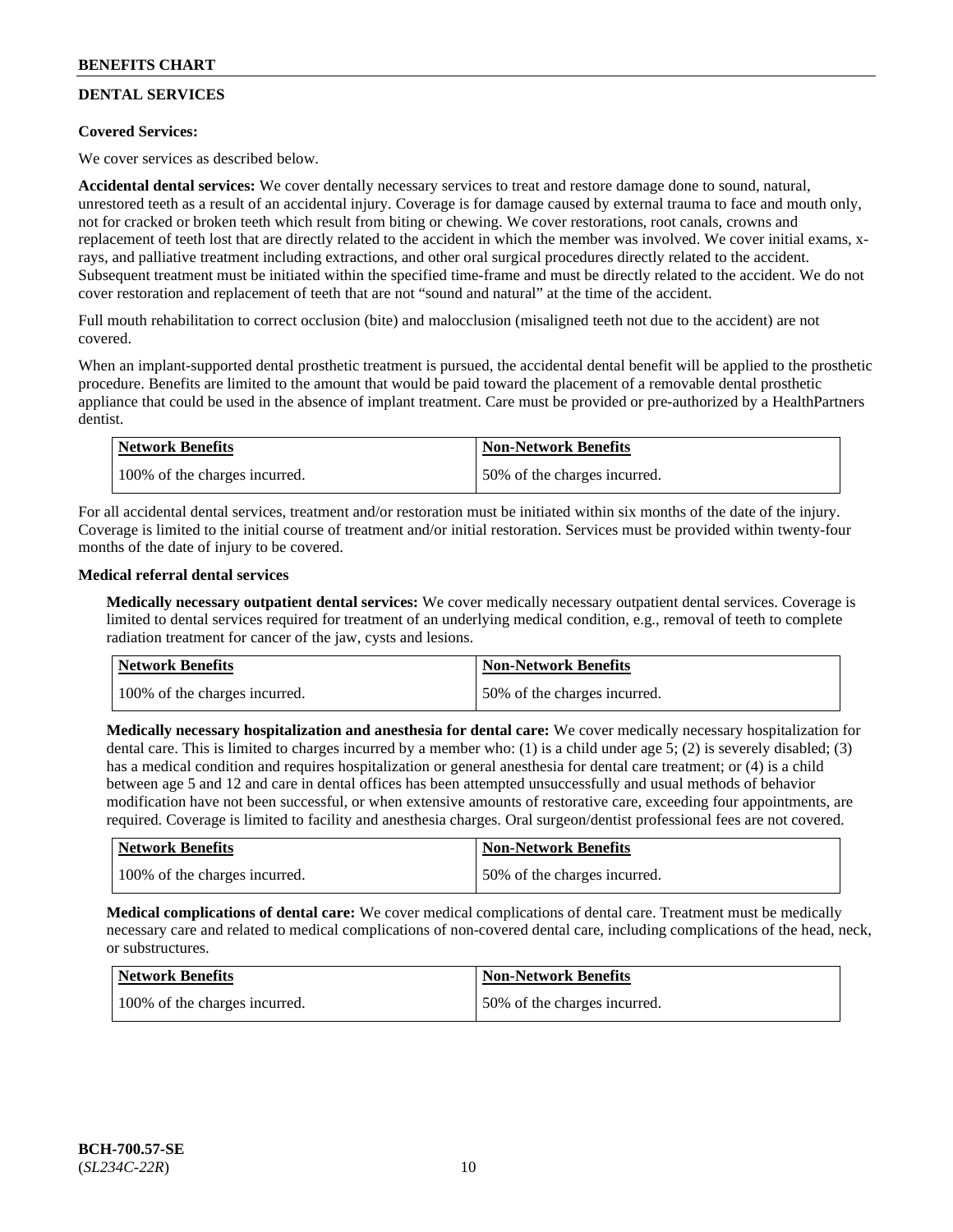## DENTAL SERVICES

**Covered Services:**

We cover services as described below.

**Accidental dental services:** We cover dentally necessary services to treat and restore damage done to sound, natural, unrestored teeth as a result of an accidental injury. Coverage is for damage caused by external trauma to face and mouth only, not for cracked or broken teeth which result from biting or chewing. We cover restorations, root canals, crowns and replacement of teeth lost that are directly related to the accident in which the member was involved. We cover initial exams, x-rays, and palliative treatment including extractions, and other oral surgical procedures directly related to the accident. Subsequent treatment must be initiated within the specified time-frame and must be directly related to the accident. We do not cover restoration and replacement of teeth that are not "sound and natural" at the time of the accident.

Full mouth rehabilitation to correct occlusion (bite) and malocclusion (misaligned teeth not due to the accident) are not covered.

When an implant-supported dental prosthetic treatment is pursued, the accidental dental benefit will be applied to the prosthetic procedure. Benefits are limited to the amount that would be paid toward the placement of a removable dental prosthetic appliance that could be used in the absence of implant treatment. Care must be provided or pre-authorized by a HealthPartners dentist.

| Network Benefits | Non-Network Benefits |
|---|---|
| 100% of the charges incurred. | 50% of the charges incurred. |

For all accidental dental services, treatment and/or restoration must be initiated within six months of the date of the injury. Coverage is limited to the initial course of treatment and/or initial restoration. Services must be provided within twenty-four months of the date of injury to be covered.

**Medical referral dental services**

**Medically necessary outpatient dental services:** We cover medically necessary outpatient dental services. Coverage is limited to dental services required for treatment of an underlying medical condition, e.g., removal of teeth to complete radiation treatment for cancer of the jaw, cysts and lesions.

| Network Benefits | Non-Network Benefits |
|---|---|
| 100% of the charges incurred. | 50% of the charges incurred. |

**Medically necessary hospitalization and anesthesia for dental care:** We cover medically necessary hospitalization for dental care. This is limited to charges incurred by a member who: (1) is a child under age 5; (2) is severely disabled; (3) has a medical condition and requires hospitalization or general anesthesia for dental care treatment; or (4) is a child between age 5 and 12 and care in dental offices has been attempted unsuccessfully and usual methods of behavior modification have not been successful, or when extensive amounts of restorative care, exceeding four appointments, are required. Coverage is limited to facility and anesthesia charges. Oral surgeon/dentist professional fees are not covered.

| Network Benefits | Non-Network Benefits |
|---|---|
| 100% of the charges incurred. | 50% of the charges incurred. |

**Medical complications of dental care:** We cover medical complications of dental care. Treatment must be medically necessary care and related to medical complications of non-covered dental care, including complications of the head, neck, or substructures.

| Network Benefits | Non-Network Benefits |
|---|---|
| 100% of the charges incurred. | 50% of the charges incurred. |

**BCH-700.57-SE**
(*SL234C-22R*)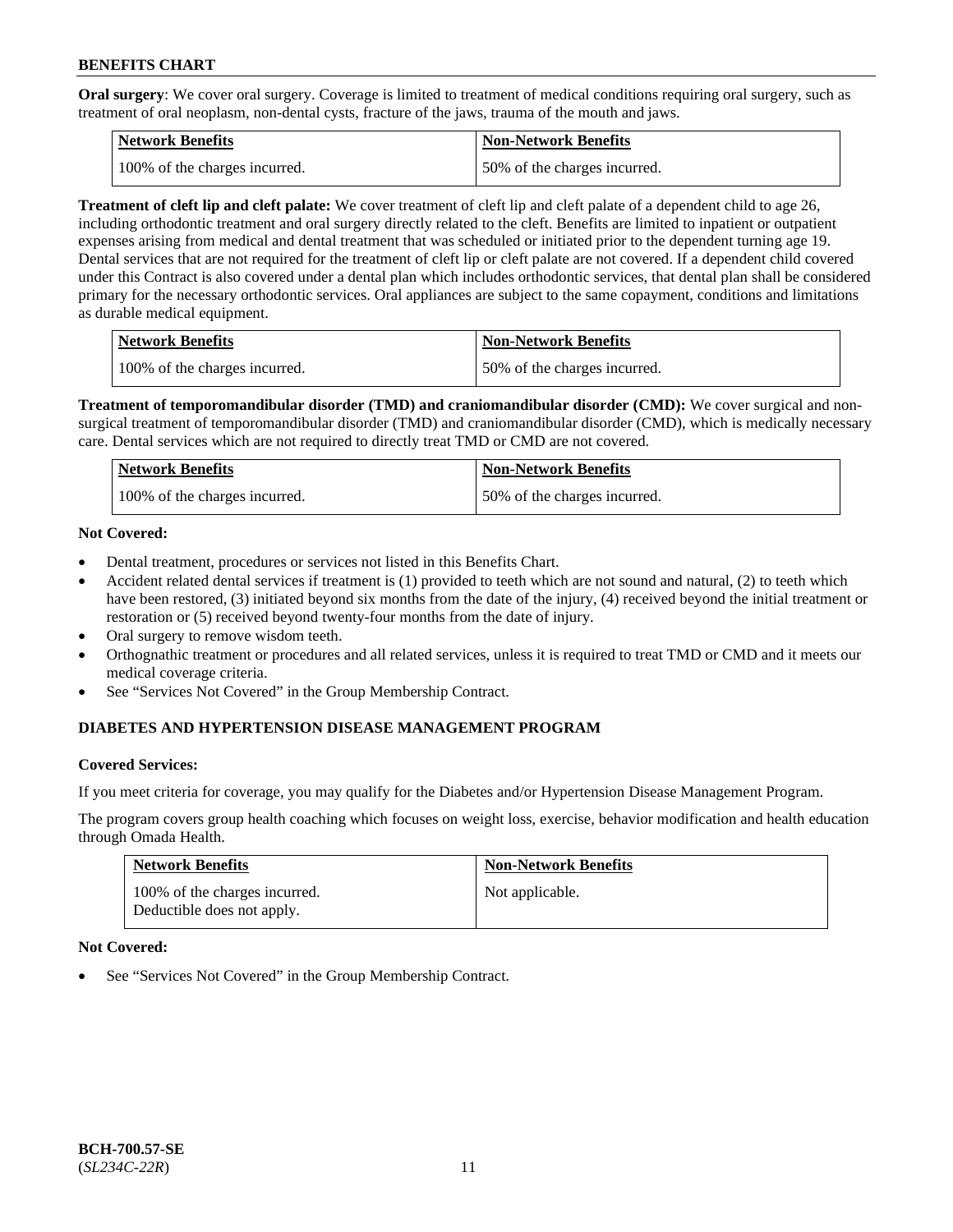**Oral surgery**: We cover oral surgery. Coverage is limited to treatment of medical conditions requiring oral surgery, such as treatment of oral neoplasm, non-dental cysts, fracture of the jaws, trauma of the mouth and jaws.

| Network Benefits | Non-Network Benefits |
| --- | --- |
| 100% of the charges incurred. | 50% of the charges incurred. |

**Treatment of cleft lip and cleft palate:** We cover treatment of cleft lip and cleft palate of a dependent child to age 26, including orthodontic treatment and oral surgery directly related to the cleft. Benefits are limited to inpatient or outpatient expenses arising from medical and dental treatment that was scheduled or initiated prior to the dependent turning age 19. Dental services that are not required for the treatment of cleft lip or cleft palate are not covered. If a dependent child covered under this Contract is also covered under a dental plan which includes orthodontic services, that dental plan shall be considered primary for the necessary orthodontic services. Oral appliances are subject to the same copayment, conditions and limitations as durable medical equipment.

| Network Benefits | Non-Network Benefits |
| --- | --- |
| 100% of the charges incurred. | 50% of the charges incurred. |

**Treatment of temporomandibular disorder (TMD) and craniomandibular disorder (CMD):** We cover surgical and non-surgical treatment of temporomandibular disorder (TMD) and craniomandibular disorder (CMD), which is medically necessary care. Dental services which are not required to directly treat TMD or CMD are not covered.

| Network Benefits | Non-Network Benefits |
| --- | --- |
| 100% of the charges incurred. | 50% of the charges incurred. |

**Not Covered:**

- Dental treatment, procedures or services not listed in this Benefits Chart.
- Accident related dental services if treatment is (1) provided to teeth which are not sound and natural, (2) to teeth which have been restored, (3) initiated beyond six months from the date of the injury, (4) received beyond the initial treatment or restoration or (5) received beyond twenty-four months from the date of injury.
- Oral surgery to remove wisdom teeth.
- Orthognathic treatment or procedures and all related services, unless it is required to treat TMD or CMD and it meets our medical coverage criteria.
- See "Services Not Covered" in the Group Membership Contract.

## DIABETES AND HYPERTENSION DISEASE MANAGEMENT PROGRAM

**Covered Services:**

If you meet criteria for coverage, you may qualify for the Diabetes and/or Hypertension Disease Management Program.

The program covers group health coaching which focuses on weight loss, exercise, behavior modification and health education through Omada Health.

| Network Benefits | Non-Network Benefits |
| --- | --- |
| 100% of the charges incurred. Deductible does not apply. | Not applicable. |

**Not Covered:**

- See "Services Not Covered" in the Group Membership Contract.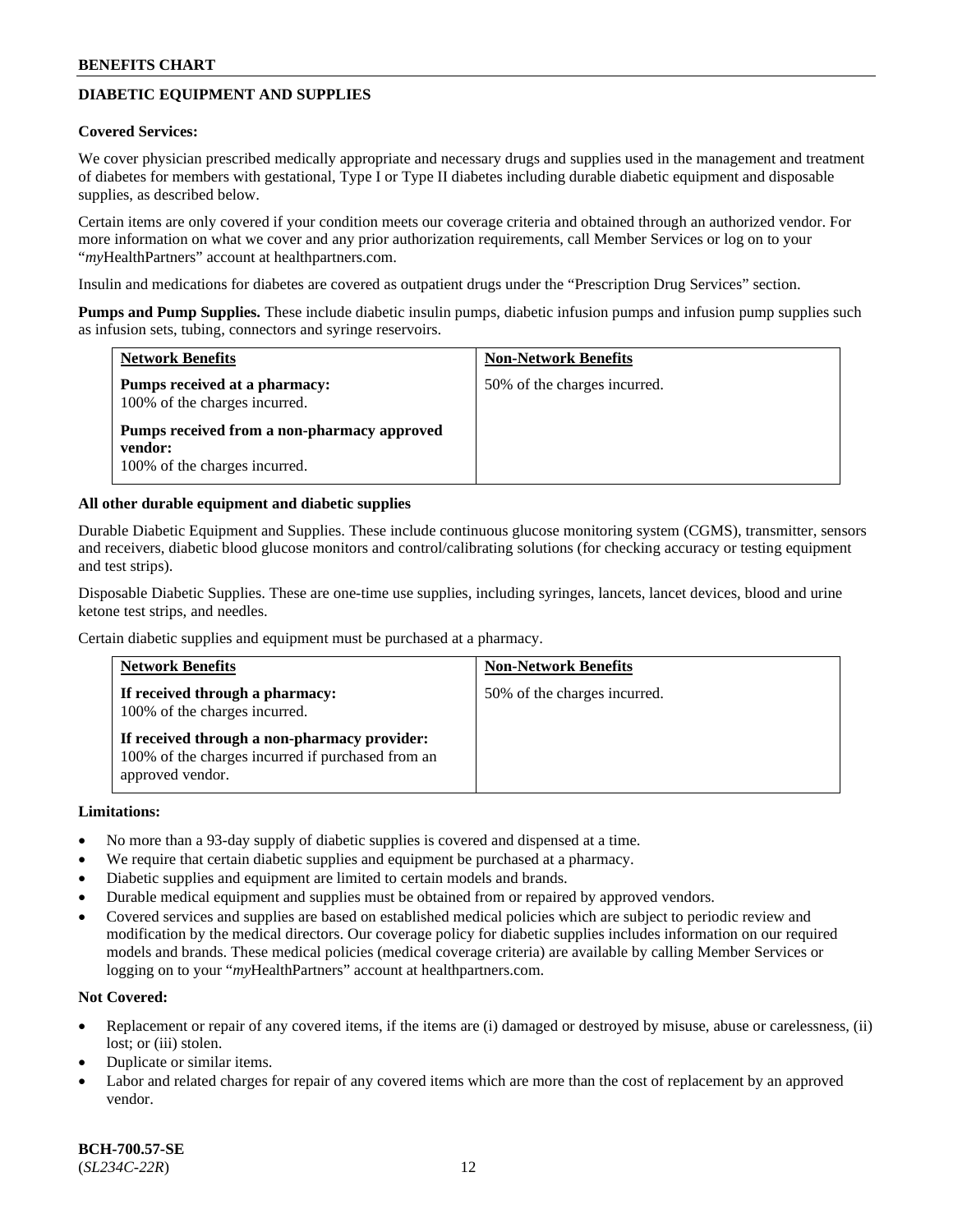## DIABETIC EQUIPMENT AND SUPPLIES

**Covered Services:**

We cover physician prescribed medically appropriate and necessary drugs and supplies used in the management and treatment of diabetes for members with gestational, Type I or Type II diabetes including durable diabetic equipment and disposable supplies, as described below.

Certain items are only covered if your condition meets our coverage criteria and obtained through an authorized vendor. For more information on what we cover and any prior authorization requirements, call Member Services or log on to your "*my*HealthPartners" account at healthpartners.com.

Insulin and medications for diabetes are covered as outpatient drugs under the "Prescription Drug Services" section.

**Pumps and Pump Supplies.** These include diabetic insulin pumps, diabetic infusion pumps and infusion pump supplies such as infusion sets, tubing, connectors and syringe reservoirs.

| Network Benefits | Non-Network Benefits |
|---|---|
| **Pumps received at a pharmacy:** 100% of the charges incurred.<br><br>**Pumps received from a non-pharmacy approved vendor:** 100% of the charges incurred. | 50% of the charges incurred. |

**All other durable equipment and diabetic supplies**

Durable Diabetic Equipment and Supplies. These include continuous glucose monitoring system (CGMS), transmitter, sensors and receivers, diabetic blood glucose monitors and control/calibrating solutions (for checking accuracy or testing equipment and test strips).

Disposable Diabetic Supplies. These are one-time use supplies, including syringes, lancets, lancet devices, blood and urine ketone test strips, and needles.

Certain diabetic supplies and equipment must be purchased at a pharmacy.

| Network Benefits | Non-Network Benefits |
|---|---|
| **If received through a pharmacy:** 100% of the charges incurred.<br><br>**If received through a non-pharmacy provider:** 100% of the charges incurred if purchased from an approved vendor. | 50% of the charges incurred. |

**Limitations:**

- No more than a 93-day supply of diabetic supplies is covered and dispensed at a time.
- We require that certain diabetic supplies and equipment be purchased at a pharmacy.
- Diabetic supplies and equipment are limited to certain models and brands.
- Durable medical equipment and supplies must be obtained from or repaired by approved vendors.
- Covered services and supplies are based on established medical policies which are subject to periodic review and modification by the medical directors. Our coverage policy for diabetic supplies includes information on our required models and brands. These medical policies (medical coverage criteria) are available by calling Member Services or logging on to your "*my*HealthPartners" account at healthpartners.com.

**Not Covered:**

- Replacement or repair of any covered items, if the items are (i) damaged or destroyed by misuse, abuse or carelessness, (ii) lost; or (iii) stolen.
- Duplicate or similar items.
- Labor and related charges for repair of any covered items which are more than the cost of replacement by an approved vendor.

**BCH-700.57-SE**
(*SL234C-22R*)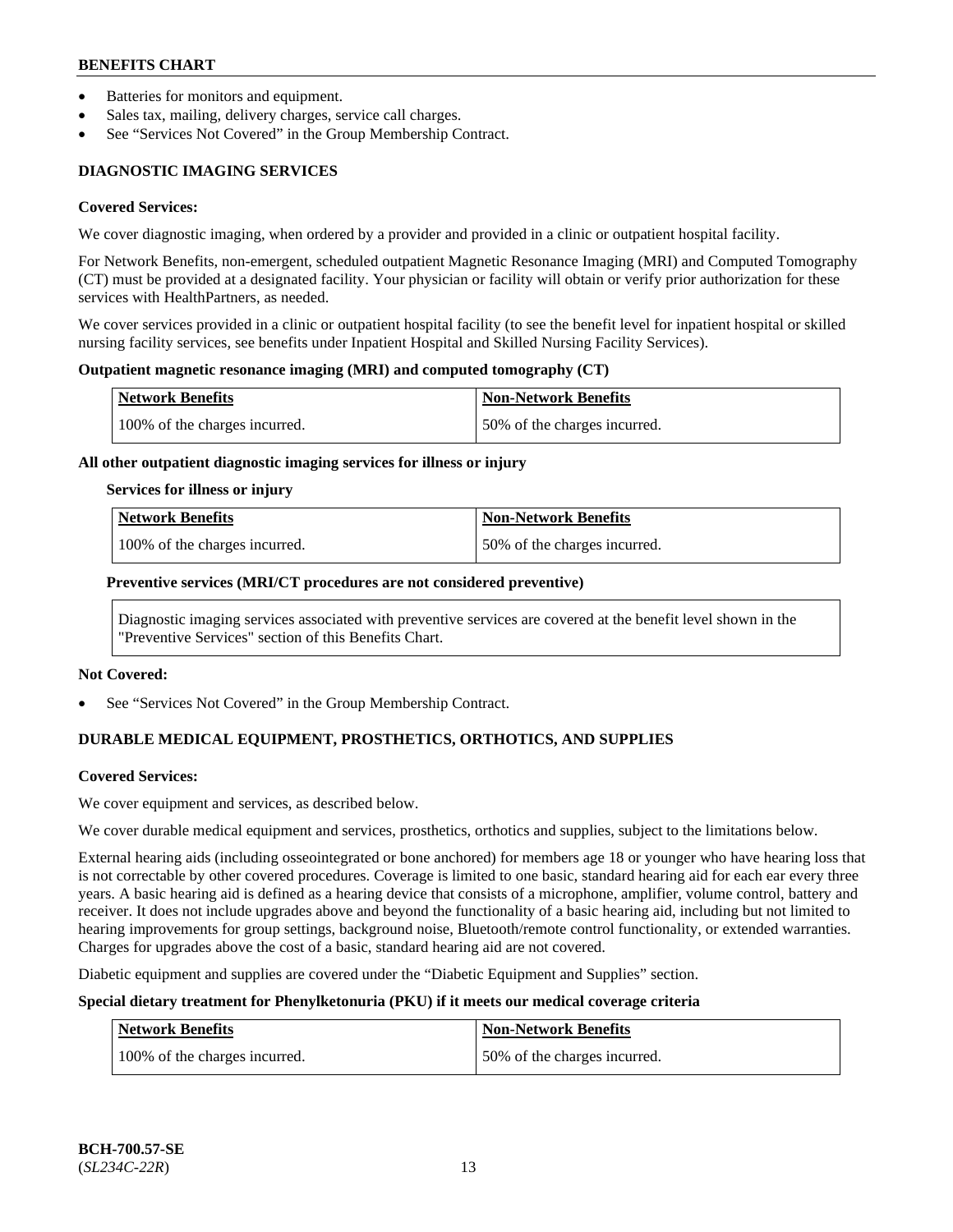- Batteries for monitors and equipment.
- Sales tax, mailing, delivery charges, service call charges.
- See "Services Not Covered" in the Group Membership Contract.

### DIAGNOSTIC IMAGING SERVICES

**Covered Services:**

We cover diagnostic imaging, when ordered by a provider and provided in a clinic or outpatient hospital facility.

For Network Benefits, non-emergent, scheduled outpatient Magnetic Resonance Imaging (MRI) and Computed Tomography (CT) must be provided at a designated facility. Your physician or facility will obtain or verify prior authorization for these services with HealthPartners, as needed.

We cover services provided in a clinic or outpatient hospital facility (to see the benefit level for inpatient hospital or skilled nursing facility services, see benefits under Inpatient Hospital and Skilled Nursing Facility Services).

**Outpatient magnetic resonance imaging (MRI) and computed tomography (CT)**

| Network Benefits | Non-Network Benefits |
|---|---|
| 100% of the charges incurred. | 50% of the charges incurred. |

**All other outpatient diagnostic imaging services for illness or injury**

**Services for illness or injury**

| Network Benefits | Non-Network Benefits |
|---|---|
| 100% of the charges incurred. | 50% of the charges incurred. |

**Preventive services (MRI/CT procedures are not considered preventive)**

Diagnostic imaging services associated with preventive services are covered at the benefit level shown in the "Preventive Services" section of this Benefits Chart.

**Not Covered:**

- See "Services Not Covered" in the Group Membership Contract.

### DURABLE MEDICAL EQUIPMENT, PROSTHETICS, ORTHOTICS, AND SUPPLIES

**Covered Services:**

We cover equipment and services, as described below.

We cover durable medical equipment and services, prosthetics, orthotics and supplies, subject to the limitations below.

External hearing aids (including osseointegrated or bone anchored) for members age 18 or younger who have hearing loss that is not correctable by other covered procedures. Coverage is limited to one basic, standard hearing aid for each ear every three years. A basic hearing aid is defined as a hearing device that consists of a microphone, amplifier, volume control, battery and receiver. It does not include upgrades above and beyond the functionality of a basic hearing aid, including but not limited to hearing improvements for group settings, background noise, Bluetooth/remote control functionality, or extended warranties. Charges for upgrades above the cost of a basic, standard hearing aid are not covered.

Diabetic equipment and supplies are covered under the "Diabetic Equipment and Supplies" section.

**Special dietary treatment for Phenylketonuria (PKU) if it meets our medical coverage criteria**

| Network Benefits | Non-Network Benefits |
|---|---|
| 100% of the charges incurred. | 50% of the charges incurred. |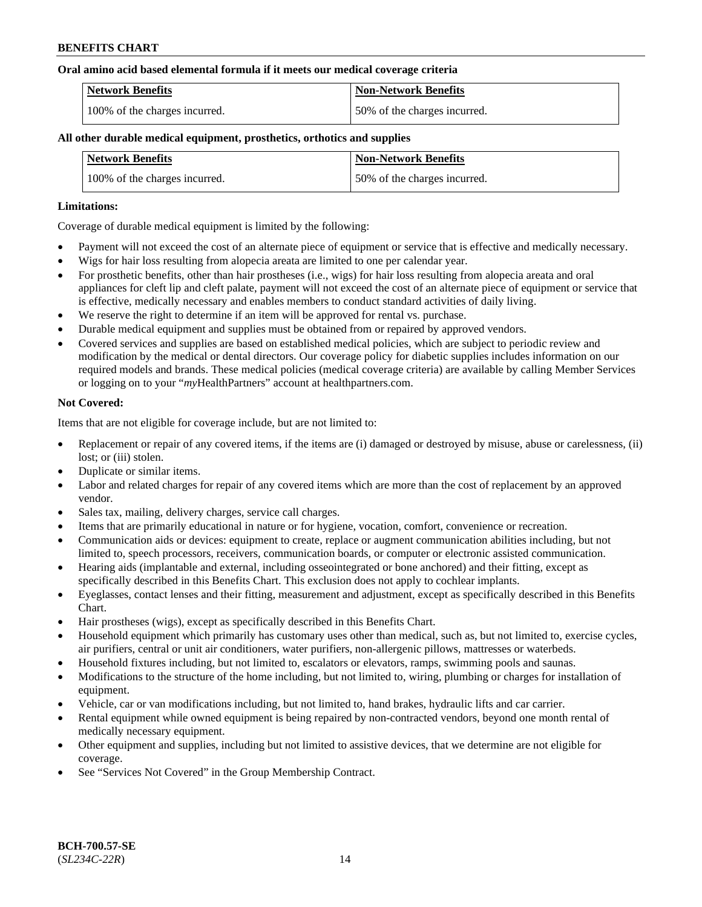**Oral amino acid based elemental formula if it meets our medical coverage criteria**

| Network Benefits | Non-Network Benefits |
| --- | --- |
| 100% of the charges incurred. | 50% of the charges incurred. |

**All other durable medical equipment, prosthetics, orthotics and supplies**

| Network Benefits | Non-Network Benefits |
| --- | --- |
| 100% of the charges incurred. | 50% of the charges incurred. |

**Limitations:**

Coverage of durable medical equipment is limited by the following:

- Payment will not exceed the cost of an alternate piece of equipment or service that is effective and medically necessary.
- Wigs for hair loss resulting from alopecia areata are limited to one per calendar year.
- For prosthetic benefits, other than hair prostheses (i.e., wigs) for hair loss resulting from alopecia areata and oral appliances for cleft lip and cleft palate, payment will not exceed the cost of an alternate piece of equipment or service that is effective, medically necessary and enables members to conduct standard activities of daily living.
- We reserve the right to determine if an item will be approved for rental vs. purchase.
- Durable medical equipment and supplies must be obtained from or repaired by approved vendors.
- Covered services and supplies are based on established medical policies, which are subject to periodic review and modification by the medical or dental directors. Our coverage policy for diabetic supplies includes information on our required models and brands. These medical policies (medical coverage criteria) are available by calling Member Services or logging on to your "*my*HealthPartners" account at healthpartners.com.

**Not Covered:**

Items that are not eligible for coverage include, but are not limited to:

- Replacement or repair of any covered items, if the items are (i) damaged or destroyed by misuse, abuse or carelessness, (ii) lost; or (iii) stolen.
- Duplicate or similar items.
- Labor and related charges for repair of any covered items which are more than the cost of replacement by an approved vendor.
- Sales tax, mailing, delivery charges, service call charges.
- Items that are primarily educational in nature or for hygiene, vocation, comfort, convenience or recreation.
- Communication aids or devices: equipment to create, replace or augment communication abilities including, but not limited to, speech processors, receivers, communication boards, or computer or electronic assisted communication.
- Hearing aids (implantable and external, including osseointegrated or bone anchored) and their fitting, except as specifically described in this Benefits Chart. This exclusion does not apply to cochlear implants.
- Eyeglasses, contact lenses and their fitting, measurement and adjustment, except as specifically described in this Benefits Chart.
- Hair prostheses (wigs), except as specifically described in this Benefits Chart.
- Household equipment which primarily has customary uses other than medical, such as, but not limited to, exercise cycles, air purifiers, central or unit air conditioners, water purifiers, non-allergenic pillows, mattresses or waterbeds.
- Household fixtures including, but not limited to, escalators or elevators, ramps, swimming pools and saunas.
- Modifications to the structure of the home including, but not limited to, wiring, plumbing or charges for installation of equipment.
- Vehicle, car or van modifications including, but not limited to, hand brakes, hydraulic lifts and car carrier.
- Rental equipment while owned equipment is being repaired by non-contracted vendors, beyond one month rental of medically necessary equipment.
- Other equipment and supplies, including but not limited to assistive devices, that we determine are not eligible for coverage.
- See "Services Not Covered" in the Group Membership Contract.

**BCH-700.57-SE**
(*SL234C-22R*)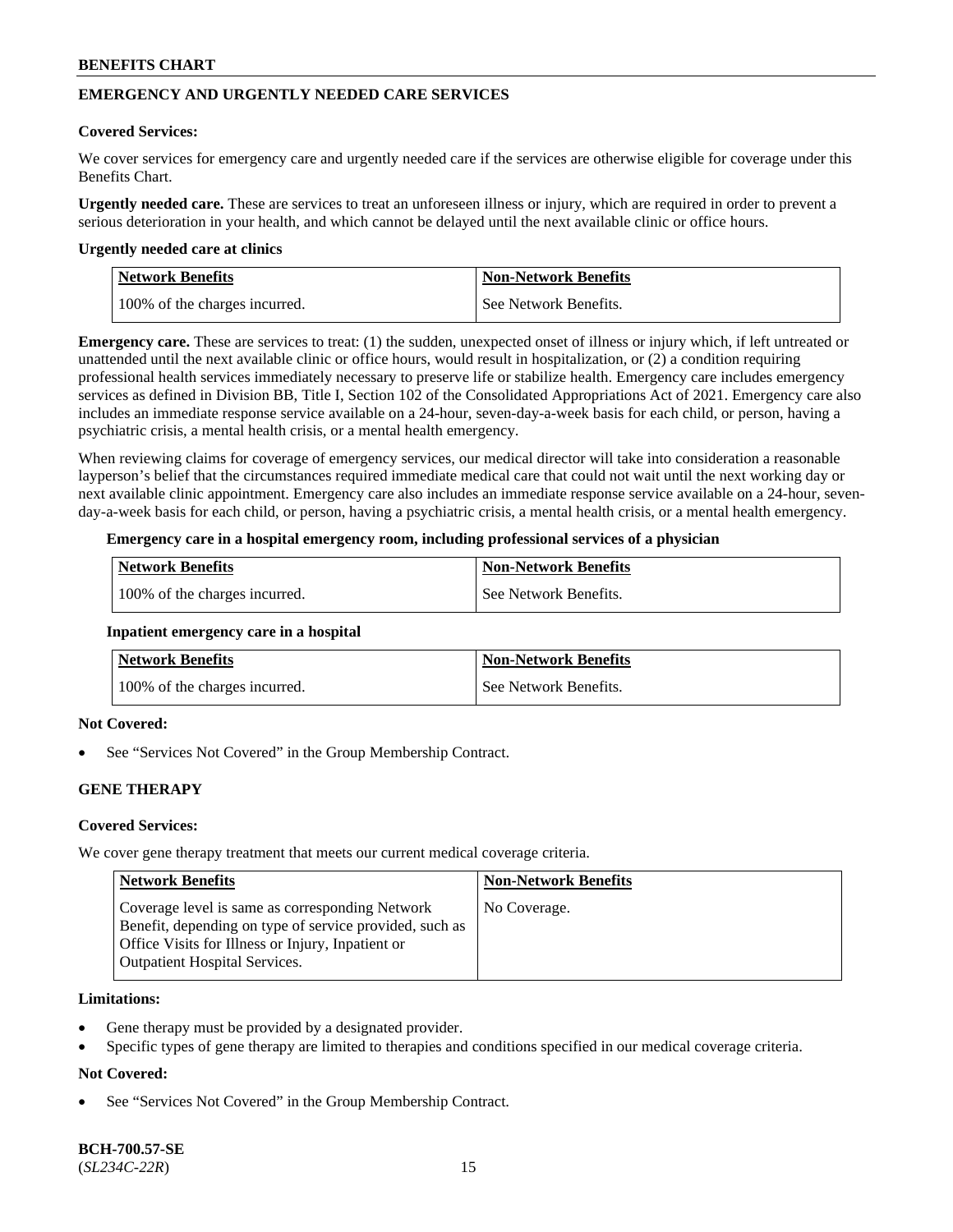## EMERGENCY AND URGENTLY NEEDED CARE SERVICES

**Covered Services:**

We cover services for emergency care and urgently needed care if the services are otherwise eligible for coverage under this Benefits Chart.

**Urgently needed care.** These are services to treat an unforeseen illness or injury, which are required in order to prevent a serious deterioration in your health, and which cannot be delayed until the next available clinic or office hours.

**Urgently needed care at clinics**

| Network Benefits | Non-Network Benefits |
| --- | --- |
| 100% of the charges incurred. | See Network Benefits. |

**Emergency care.** These are services to treat: (1) the sudden, unexpected onset of illness or injury which, if left untreated or unattended until the next available clinic or office hours, would result in hospitalization, or (2) a condition requiring professional health services immediately necessary to preserve life or stabilize health. Emergency care includes emergency services as defined in Division BB, Title I, Section 102 of the Consolidated Appropriations Act of 2021. Emergency care also includes an immediate response service available on a 24-hour, seven-day-a-week basis for each child, or person, having a psychiatric crisis, a mental health crisis, or a mental health emergency.

When reviewing claims for coverage of emergency services, our medical director will take into consideration a reasonable layperson's belief that the circumstances required immediate medical care that could not wait until the next working day or next available clinic appointment. Emergency care also includes an immediate response service available on a 24-hour, seven-day-a-week basis for each child, or person, having a psychiatric crisis, a mental health crisis, or a mental health emergency.

**Emergency care in a hospital emergency room, including professional services of a physician**

| Network Benefits | Non-Network Benefits |
| --- | --- |
| 100% of the charges incurred. | See Network Benefits. |

**Inpatient emergency care in a hospital**

| Network Benefits | Non-Network Benefits |
| --- | --- |
| 100% of the charges incurred. | See Network Benefits. |

**Not Covered:**

- See "Services Not Covered" in the Group Membership Contract.

## GENE THERAPY

**Covered Services:**

We cover gene therapy treatment that meets our current medical coverage criteria.

| Network Benefits | Non-Network Benefits |
| --- | --- |
| Coverage level is same as corresponding Network Benefit, depending on type of service provided, such as Office Visits for Illness or Injury, Inpatient or Outpatient Hospital Services. | No Coverage. |

**Limitations:**

- Gene therapy must be provided by a designated provider.
- Specific types of gene therapy are limited to therapies and conditions specified in our medical coverage criteria.

**Not Covered:**

- See "Services Not Covered" in the Group Membership Contract.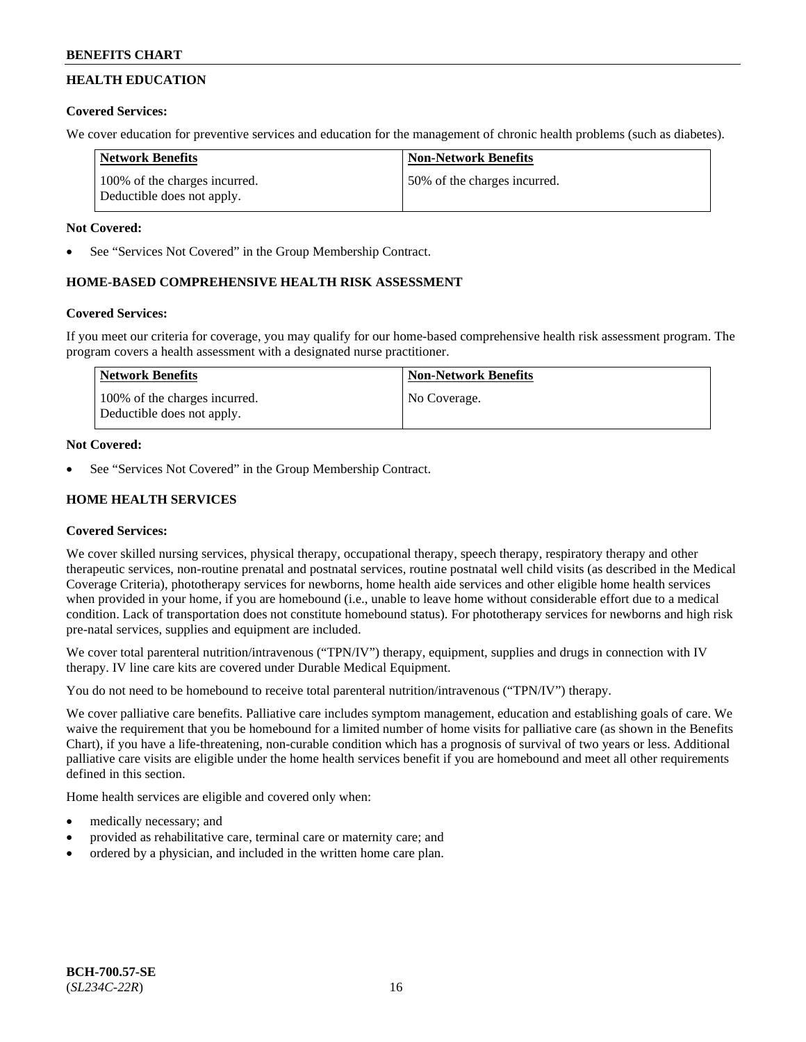## HEALTH EDUCATION

**Covered Services:**

We cover education for preventive services and education for the management of chronic health problems (such as diabetes).

| Network Benefits | Non-Network Benefits |
| --- | --- |
| 100% of the charges incurred. Deductible does not apply. | 50% of the charges incurred. |

**Not Covered:**

- See "Services Not Covered" in the Group Membership Contract.

## HOME-BASED COMPREHENSIVE HEALTH RISK ASSESSMENT

**Covered Services:**

If you meet our criteria for coverage, you may qualify for our home-based comprehensive health risk assessment program. The program covers a health assessment with a designated nurse practitioner.

| Network Benefits | Non-Network Benefits |
| --- | --- |
| 100% of the charges incurred. Deductible does not apply. | No Coverage. |

**Not Covered:**

- See "Services Not Covered" in the Group Membership Contract.

## HOME HEALTH SERVICES

**Covered Services:**

We cover skilled nursing services, physical therapy, occupational therapy, speech therapy, respiratory therapy and other therapeutic services, non-routine prenatal and postnatal services, routine postnatal well child visits (as described in the Medical Coverage Criteria), phototherapy services for newborns, home health aide services and other eligible home health services when provided in your home, if you are homebound (i.e., unable to leave home without considerable effort due to a medical condition. Lack of transportation does not constitute homebound status). For phototherapy services for newborns and high risk pre-natal services, supplies and equipment are included.

We cover total parenteral nutrition/intravenous ("TPN/IV") therapy, equipment, supplies and drugs in connection with IV therapy. IV line care kits are covered under Durable Medical Equipment.

You do not need to be homebound to receive total parenteral nutrition/intravenous ("TPN/IV") therapy.

We cover palliative care benefits. Palliative care includes symptom management, education and establishing goals of care. We waive the requirement that you be homebound for a limited number of home visits for palliative care (as shown in the Benefits Chart), if you have a life-threatening, non-curable condition which has a prognosis of survival of two years or less. Additional palliative care visits are eligible under the home health services benefit if you are homebound and meet all other requirements defined in this section.

Home health services are eligible and covered only when:

- medically necessary; and
- provided as rehabilitative care, terminal care or maternity care; and
- ordered by a physician, and included in the written home care plan.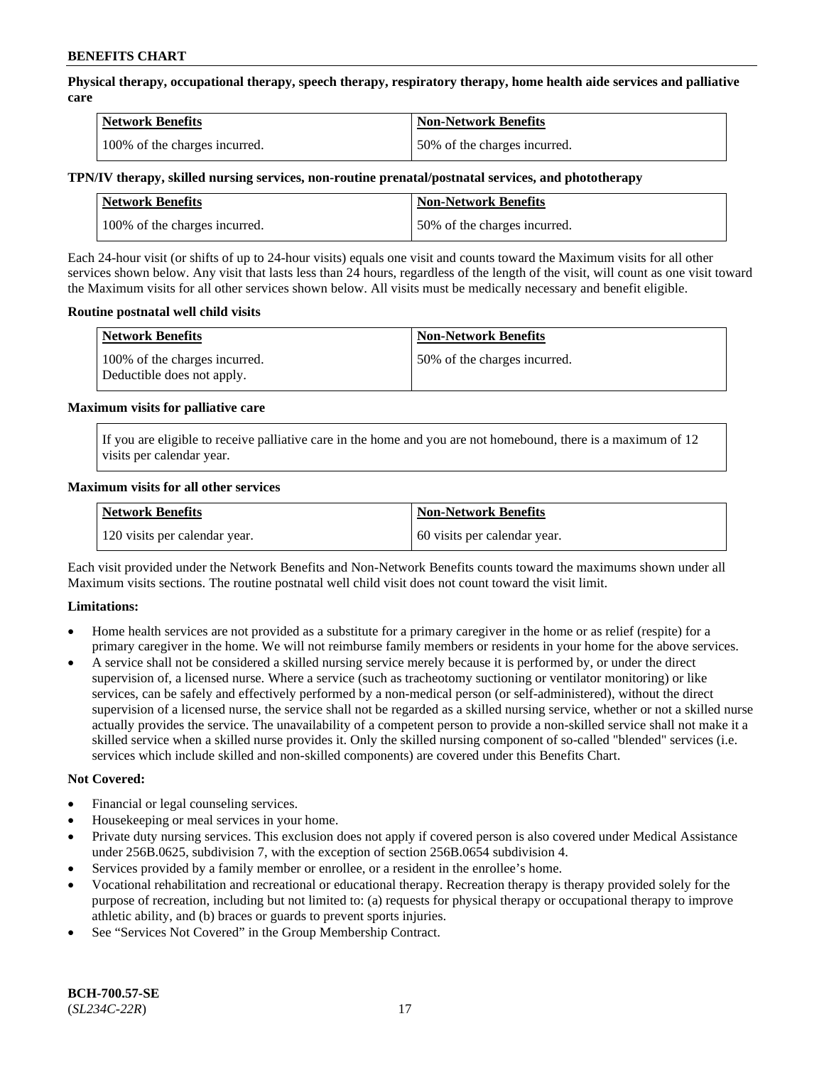**Physical therapy, occupational therapy, speech therapy, respiratory therapy, home health aide services and palliative care**

| Network Benefits | Non-Network Benefits |
| --- | --- |
| 100% of the charges incurred. | 50% of the charges incurred. |

**TPN/IV therapy, skilled nursing services, non-routine prenatal/postnatal services, and phototherapy**

| Network Benefits | Non-Network Benefits |
| --- | --- |
| 100% of the charges incurred. | 50% of the charges incurred. |

Each 24-hour visit (or shifts of up to 24-hour visits) equals one visit and counts toward the Maximum visits for all other services shown below. Any visit that lasts less than 24 hours, regardless of the length of the visit, will count as one visit toward the Maximum visits for all other services shown below. All visits must be medically necessary and benefit eligible.

**Routine postnatal well child visits**

| Network Benefits | Non-Network Benefits |
| --- | --- |
| 100% of the charges incurred. Deductible does not apply. | 50% of the charges incurred. |

**Maximum visits for palliative care**

If you are eligible to receive palliative care in the home and you are not homebound, there is a maximum of 12 visits per calendar year.

**Maximum visits for all other services**

| Network Benefits | Non-Network Benefits |
| --- | --- |
| 120 visits per calendar year. | 60 visits per calendar year. |

Each visit provided under the Network Benefits and Non-Network Benefits counts toward the maximums shown under all Maximum visits sections. The routine postnatal well child visit does not count toward the visit limit.

**Limitations:**

- Home health services are not provided as a substitute for a primary caregiver in the home or as relief (respite) for a primary caregiver in the home. We will not reimburse family members or residents in your home for the above services.
- A service shall not be considered a skilled nursing service merely because it is performed by, or under the direct supervision of, a licensed nurse. Where a service (such as tracheotomy suctioning or ventilator monitoring) or like services, can be safely and effectively performed by a non-medical person (or self-administered), without the direct supervision of a licensed nurse, the service shall not be regarded as a skilled nursing service, whether or not a skilled nurse actually provides the service. The unavailability of a competent person to provide a non-skilled service shall not make it a skilled service when a skilled nurse provides it. Only the skilled nursing component of so-called "blended" services (i.e. services which include skilled and non-skilled components) are covered under this Benefits Chart.

**Not Covered:**

- Financial or legal counseling services.
- Housekeeping or meal services in your home.
- Private duty nursing services. This exclusion does not apply if covered person is also covered under Medical Assistance under 256B.0625, subdivision 7, with the exception of section 256B.0654 subdivision 4.
- Services provided by a family member or enrollee, or a resident in the enrollee's home.
- Vocational rehabilitation and recreational or educational therapy. Recreation therapy is therapy provided solely for the purpose of recreation, including but not limited to: (a) requests for physical therapy or occupational therapy to improve athletic ability, and (b) braces or guards to prevent sports injuries.
- See "Services Not Covered" in the Group Membership Contract.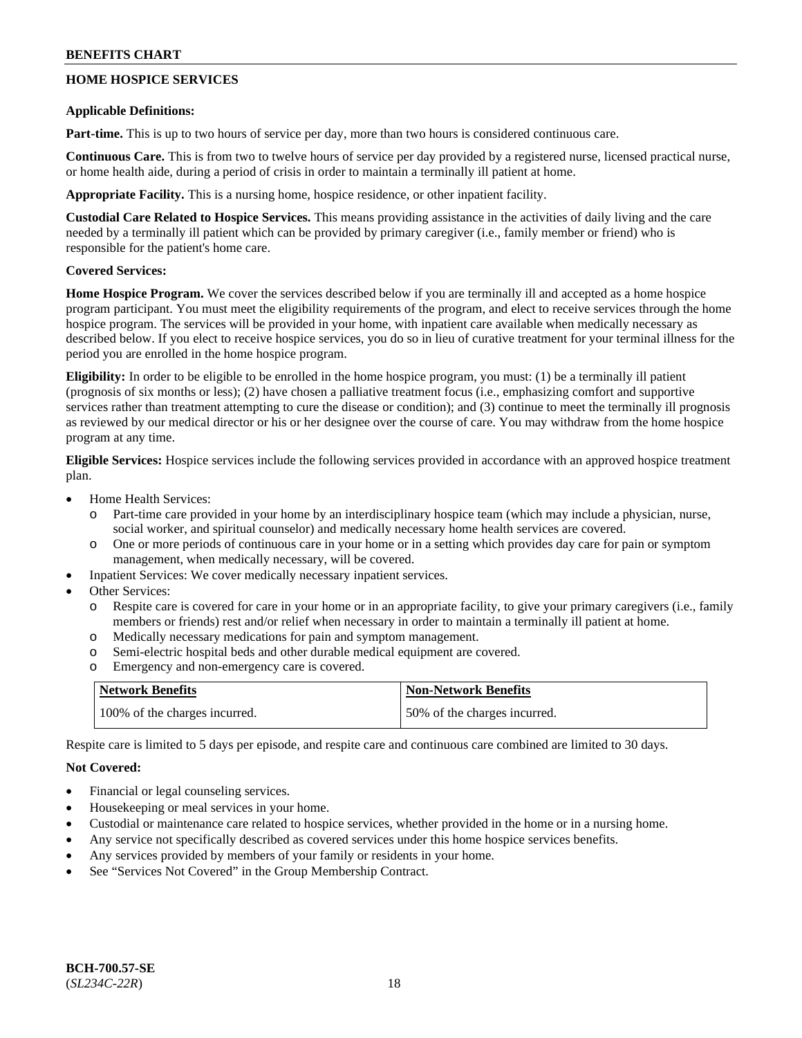## HOME HOSPICE SERVICES

**Applicable Definitions:**

**Part-time.** This is up to two hours of service per day, more than two hours is considered continuous care.

**Continuous Care.** This is from two to twelve hours of service per day provided by a registered nurse, licensed practical nurse, or home health aide, during a period of crisis in order to maintain a terminally ill patient at home.

**Appropriate Facility.** This is a nursing home, hospice residence, or other inpatient facility.

**Custodial Care Related to Hospice Services.** This means providing assistance in the activities of daily living and the care needed by a terminally ill patient which can be provided by primary caregiver (i.e., family member or friend) who is responsible for the patient's home care.

**Covered Services:**

**Home Hospice Program.** We cover the services described below if you are terminally ill and accepted as a home hospice program participant. You must meet the eligibility requirements of the program, and elect to receive services through the home hospice program. The services will be provided in your home, with inpatient care available when medically necessary as described below. If you elect to receive hospice services, you do so in lieu of curative treatment for your terminal illness for the period you are enrolled in the home hospice program.

**Eligibility:** In order to be eligible to be enrolled in the home hospice program, you must: (1) be a terminally ill patient (prognosis of six months or less); (2) have chosen a palliative treatment focus (i.e., emphasizing comfort and supportive services rather than treatment attempting to cure the disease or condition); and (3) continue to meet the terminally ill prognosis as reviewed by our medical director or his or her designee over the course of care. You may withdraw from the home hospice program at any time.

**Eligible Services:** Hospice services include the following services provided in accordance with an approved hospice treatment plan.

- Home Health Services:
  - Part-time care provided in your home by an interdisciplinary hospice team (which may include a physician, nurse, social worker, and spiritual counselor) and medically necessary home health services are covered.
  - One or more periods of continuous care in your home or in a setting which provides day care for pain or symptom management, when medically necessary, will be covered.
- Inpatient Services: We cover medically necessary inpatient services.
- Other Services:
  - Respite care is covered for care in your home or in an appropriate facility, to give your primary caregivers (i.e., family members or friends) rest and/or relief when necessary in order to maintain a terminally ill patient at home.
  - Medically necessary medications for pain and symptom management.
  - Semi-electric hospital beds and other durable medical equipment are covered.
  - Emergency and non-emergency care is covered.

| Network Benefits | Non-Network Benefits |
|---|---|
| 100% of the charges incurred. | 50% of the charges incurred. |

Respite care is limited to 5 days per episode, and respite care and continuous care combined are limited to 30 days.

**Not Covered:**

- Financial or legal counseling services.
- Housekeeping or meal services in your home.
- Custodial or maintenance care related to hospice services, whether provided in the home or in a nursing home.
- Any service not specifically described as covered services under this home hospice services benefits.
- Any services provided by members of your family or residents in your home.
- See "Services Not Covered" in the Group Membership Contract.

**BCH-700.57-SE**
(*SL234C-22R*)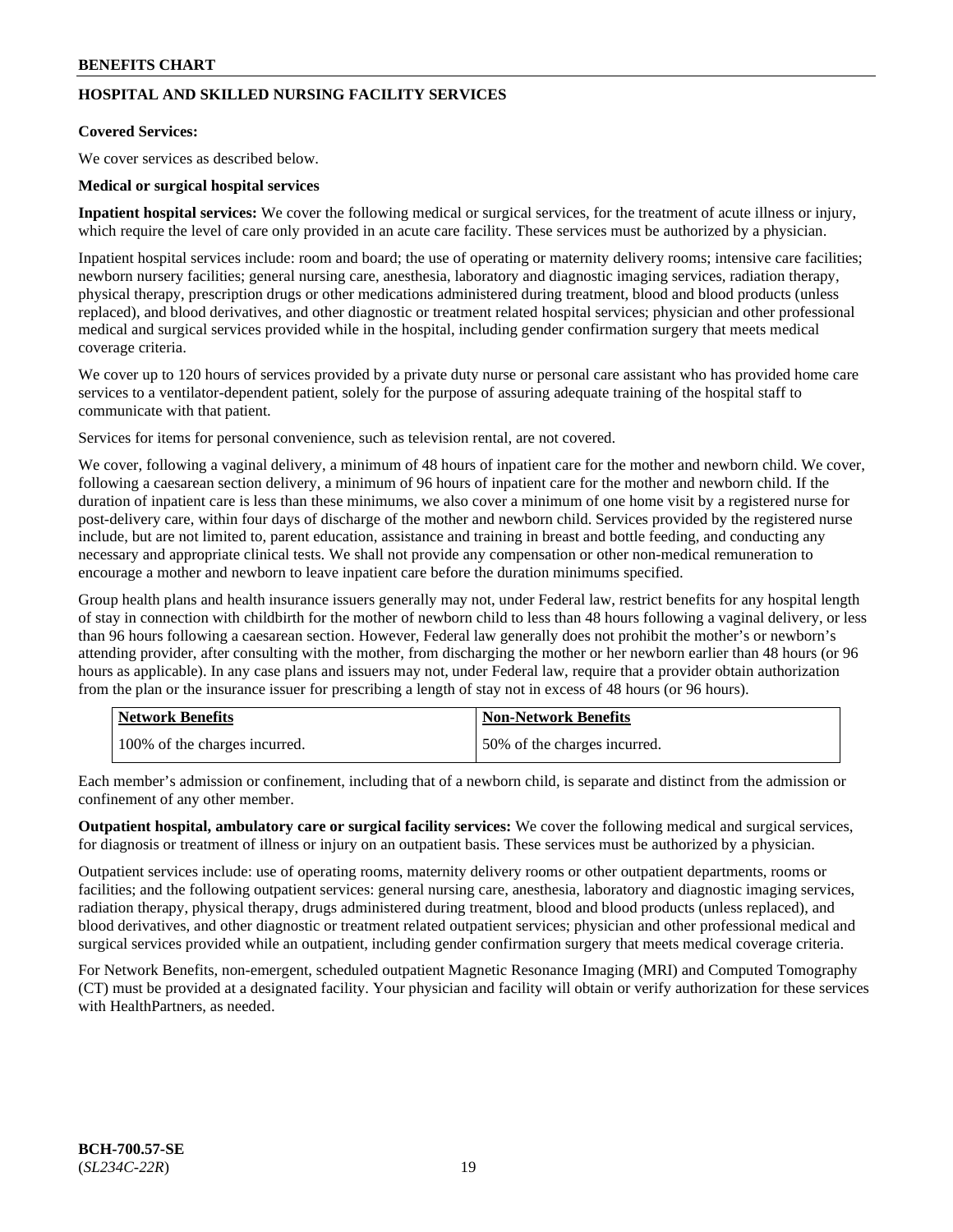## HOSPITAL AND SKILLED NURSING FACILITY SERVICES

**Covered Services:**

We cover services as described below.

**Medical or surgical hospital services**

**Inpatient hospital services:** We cover the following medical or surgical services, for the treatment of acute illness or injury, which require the level of care only provided in an acute care facility. These services must be authorized by a physician.

Inpatient hospital services include: room and board; the use of operating or maternity delivery rooms; intensive care facilities; newborn nursery facilities; general nursing care, anesthesia, laboratory and diagnostic imaging services, radiation therapy, physical therapy, prescription drugs or other medications administered during treatment, blood and blood products (unless replaced), and blood derivatives, and other diagnostic or treatment related hospital services; physician and other professional medical and surgical services provided while in the hospital, including gender confirmation surgery that meets medical coverage criteria.

We cover up to 120 hours of services provided by a private duty nurse or personal care assistant who has provided home care services to a ventilator-dependent patient, solely for the purpose of assuring adequate training of the hospital staff to communicate with that patient.

Services for items for personal convenience, such as television rental, are not covered.

We cover, following a vaginal delivery, a minimum of 48 hours of inpatient care for the mother and newborn child. We cover, following a caesarean section delivery, a minimum of 96 hours of inpatient care for the mother and newborn child. If the duration of inpatient care is less than these minimums, we also cover a minimum of one home visit by a registered nurse for post-delivery care, within four days of discharge of the mother and newborn child. Services provided by the registered nurse include, but are not limited to, parent education, assistance and training in breast and bottle feeding, and conducting any necessary and appropriate clinical tests. We shall not provide any compensation or other non-medical remuneration to encourage a mother and newborn to leave inpatient care before the duration minimums specified.

Group health plans and health insurance issuers generally may not, under Federal law, restrict benefits for any hospital length of stay in connection with childbirth for the mother of newborn child to less than 48 hours following a vaginal delivery, or less than 96 hours following a caesarean section. However, Federal law generally does not prohibit the mother's or newborn's attending provider, after consulting with the mother, from discharging the mother or her newborn earlier than 48 hours (or 96 hours as applicable). In any case plans and issuers may not, under Federal law, require that a provider obtain authorization from the plan or the insurance issuer for prescribing a length of stay not in excess of 48 hours (or 96 hours).

| Network Benefits | Non-Network Benefits |
|---|---|
| 100% of the charges incurred. | 50% of the charges incurred. |

Each member's admission or confinement, including that of a newborn child, is separate and distinct from the admission or confinement of any other member.

**Outpatient hospital, ambulatory care or surgical facility services:** We cover the following medical and surgical services, for diagnosis or treatment of illness or injury on an outpatient basis. These services must be authorized by a physician.

Outpatient services include: use of operating rooms, maternity delivery rooms or other outpatient departments, rooms or facilities; and the following outpatient services: general nursing care, anesthesia, laboratory and diagnostic imaging services, radiation therapy, physical therapy, drugs administered during treatment, blood and blood products (unless replaced), and blood derivatives, and other diagnostic or treatment related outpatient services; physician and other professional medical and surgical services provided while an outpatient, including gender confirmation surgery that meets medical coverage criteria.

For Network Benefits, non-emergent, scheduled outpatient Magnetic Resonance Imaging (MRI) and Computed Tomography (CT) must be provided at a designated facility. Your physician and facility will obtain or verify authorization for these services with HealthPartners, as needed.

**BCH-700.57-SE**
(*SL234C-22R*)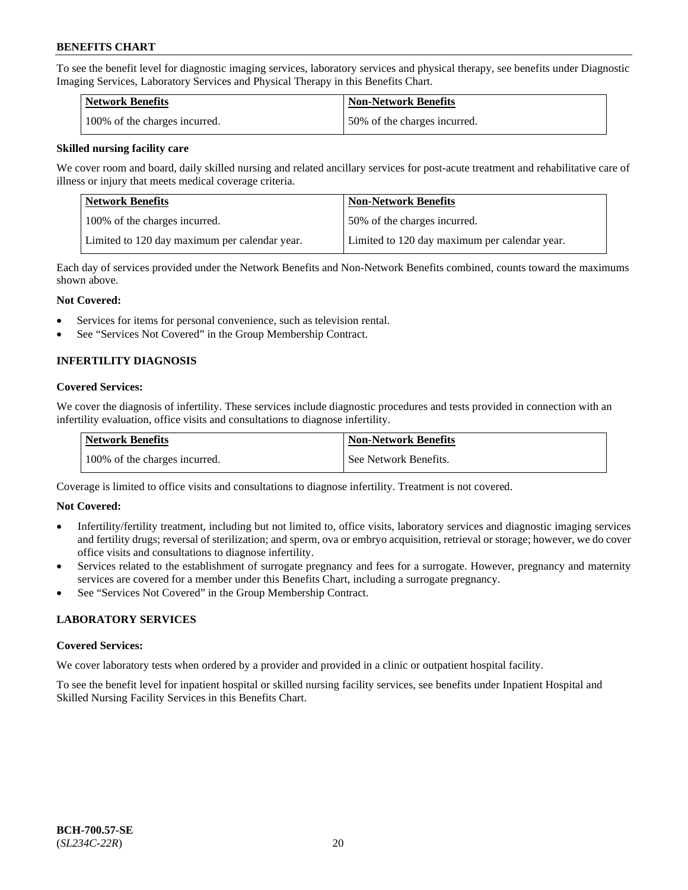To see the benefit level for diagnostic imaging services, laboratory services and physical therapy, see benefits under Diagnostic Imaging Services, Laboratory Services and Physical Therapy in this Benefits Chart.

| Network Benefits | Non-Network Benefits |
| --- | --- |
| 100% of the charges incurred. | 50% of the charges incurred. |

**Skilled nursing facility care**

We cover room and board, daily skilled nursing and related ancillary services for post-acute treatment and rehabilitative care of illness or injury that meets medical coverage criteria.

| Network Benefits | Non-Network Benefits |
| --- | --- |
| 100% of the charges incurred. | 50% of the charges incurred. |
| Limited to 120 day maximum per calendar year. | Limited to 120 day maximum per calendar year. |

Each day of services provided under the Network Benefits and Non-Network Benefits combined, counts toward the maximums shown above.

**Not Covered:**

- Services for items for personal convenience, such as television rental.
- See "Services Not Covered" in the Group Membership Contract.

## INFERTILITY DIAGNOSIS

**Covered Services:**

We cover the diagnosis of infertility. These services include diagnostic procedures and tests provided in connection with an infertility evaluation, office visits and consultations to diagnose infertility.

| Network Benefits | Non-Network Benefits |
| --- | --- |
| 100% of the charges incurred. | See Network Benefits. |

Coverage is limited to office visits and consultations to diagnose infertility. Treatment is not covered.

**Not Covered:**

- Infertility/fertility treatment, including but not limited to, office visits, laboratory services and diagnostic imaging services and fertility drugs; reversal of sterilization; and sperm, ova or embryo acquisition, retrieval or storage; however, we do cover office visits and consultations to diagnose infertility.
- Services related to the establishment of surrogate pregnancy and fees for a surrogate. However, pregnancy and maternity services are covered for a member under this Benefits Chart, including a surrogate pregnancy.
- See "Services Not Covered" in the Group Membership Contract.

## LABORATORY SERVICES

**Covered Services:**

We cover laboratory tests when ordered by a provider and provided in a clinic or outpatient hospital facility.

To see the benefit level for inpatient hospital or skilled nursing facility services, see benefits under Inpatient Hospital and Skilled Nursing Facility Services in this Benefits Chart.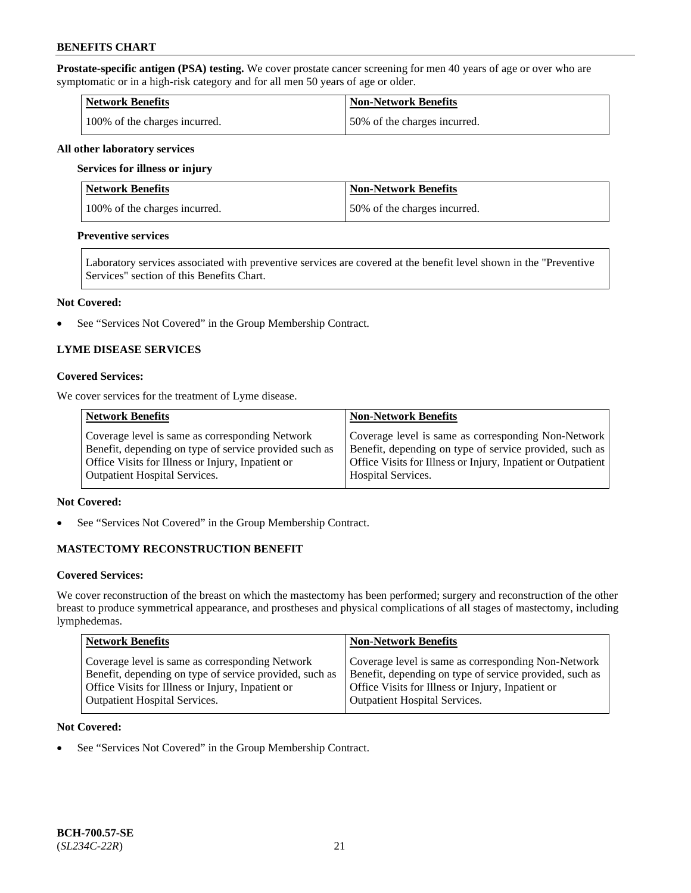**Prostate-specific antigen (PSA) testing.** We cover prostate cancer screening for men 40 years of age or over who are symptomatic or in a high-risk category and for all men 50 years of age or older.

| Network Benefits | Non-Network Benefits |
|---|---|
| 100% of the charges incurred. | 50% of the charges incurred. |

**All other laboratory services**

**Services for illness or injury**

| Network Benefits | Non-Network Benefits |
|---|---|
| 100% of the charges incurred. | 50% of the charges incurred. |

**Preventive services**

Laboratory services associated with preventive services are covered at the benefit level shown in the "Preventive Services" section of this Benefits Chart.

**Not Covered:**

- See “Services Not Covered” in the Group Membership Contract.

### LYME DISEASE SERVICES

**Covered Services:**

We cover services for the treatment of Lyme disease.

| Network Benefits | Non-Network Benefits |
|---|---|
| Coverage level is same as corresponding Network Benefit, depending on type of service provided such as Office Visits for Illness or Injury, Inpatient or Outpatient Hospital Services. | Coverage level is same as corresponding Non-Network Benefit, depending on type of service provided, such as Office Visits for Illness or Injury, Inpatient or Outpatient Hospital Services. |

**Not Covered:**

- See “Services Not Covered” in the Group Membership Contract.

### MASTECTOMY RECONSTRUCTION BENEFIT

**Covered Services:**

We cover reconstruction of the breast on which the mastectomy has been performed; surgery and reconstruction of the other breast to produce symmetrical appearance, and prostheses and physical complications of all stages of mastectomy, including lymphedemas.

| Network Benefits | Non-Network Benefits |
|---|---|
| Coverage level is same as corresponding Network Benefit, depending on type of service provided, such as Office Visits for Illness or Injury, Inpatient or Outpatient Hospital Services. | Coverage level is same as corresponding Non-Network Benefit, depending on type of service provided, such as Office Visits for Illness or Injury, Inpatient or Outpatient Hospital Services. |

**Not Covered:**

- See “Services Not Covered” in the Group Membership Contract.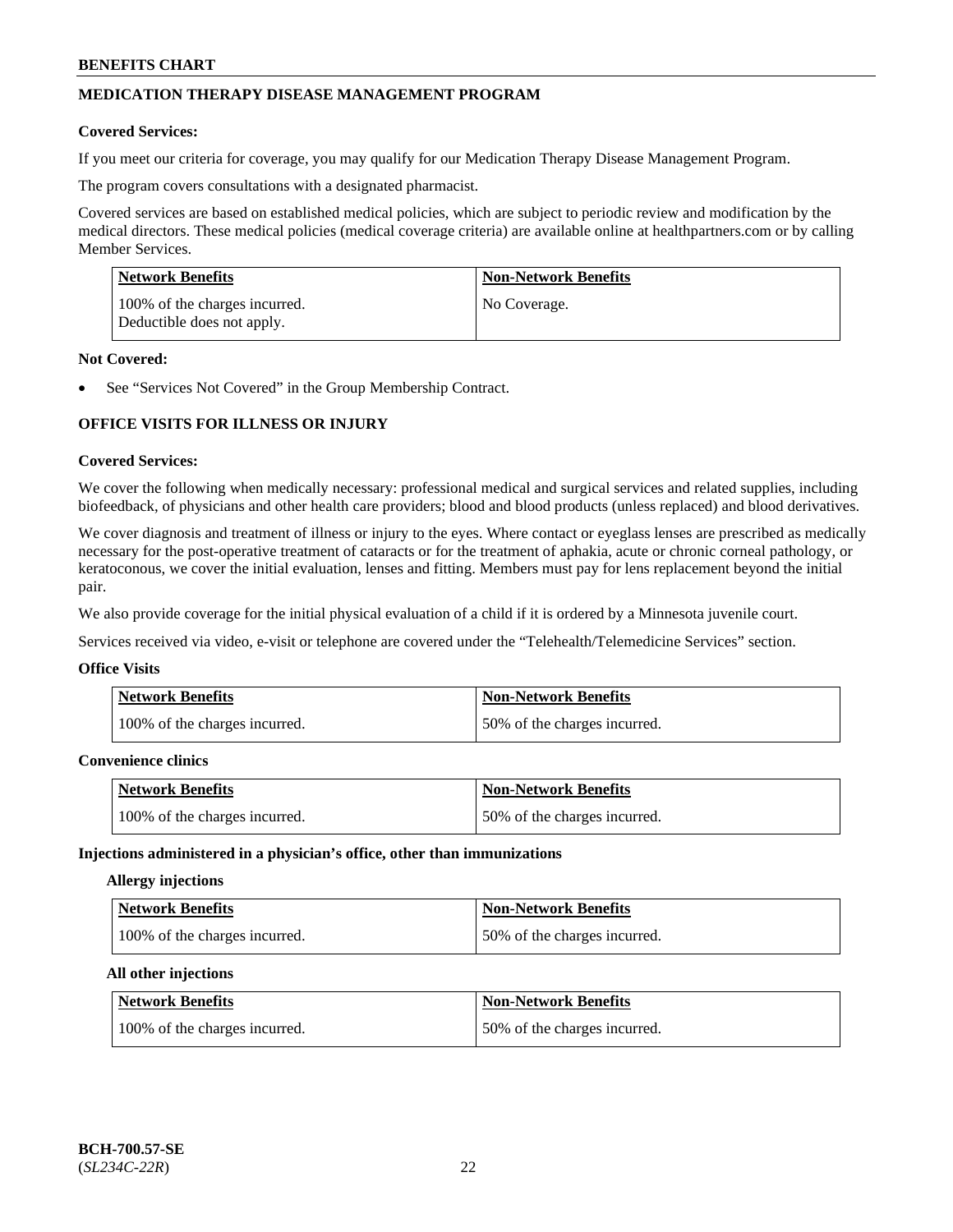## MEDICATION THERAPY DISEASE MANAGEMENT PROGRAM

**Covered Services:**

If you meet our criteria for coverage, you may qualify for our Medication Therapy Disease Management Program.

The program covers consultations with a designated pharmacist.

Covered services are based on established medical policies, which are subject to periodic review and modification by the medical directors. These medical policies (medical coverage criteria) are available online at healthpartners.com or by calling Member Services.

| Network Benefits | Non-Network Benefits |
|---|---|
| 100% of the charges incurred. Deductible does not apply. | No Coverage. |

**Not Covered:**

- See "Services Not Covered" in the Group Membership Contract.

## OFFICE VISITS FOR ILLNESS OR INJURY

**Covered Services:**

We cover the following when medically necessary: professional medical and surgical services and related supplies, including biofeedback, of physicians and other health care providers; blood and blood products (unless replaced) and blood derivatives.

We cover diagnosis and treatment of illness or injury to the eyes. Where contact or eyeglass lenses are prescribed as medically necessary for the post-operative treatment of cataracts or for the treatment of aphakia, acute or chronic corneal pathology, or keratoconous, we cover the initial evaluation, lenses and fitting. Members must pay for lens replacement beyond the initial pair.

We also provide coverage for the initial physical evaluation of a child if it is ordered by a Minnesota juvenile court.

Services received via video, e-visit or telephone are covered under the "Telehealth/Telemedicine Services" section.

**Office Visits**

| Network Benefits | Non-Network Benefits |
|---|---|
| 100% of the charges incurred. | 50% of the charges incurred. |

**Convenience clinics**

| Network Benefits | Non-Network Benefits |
|---|---|
| 100% of the charges incurred. | 50% of the charges incurred. |

**Injections administered in a physician's office, other than immunizations**

**Allergy injections**

| Network Benefits | Non-Network Benefits |
|---|---|
| 100% of the charges incurred. | 50% of the charges incurred. |

**All other injections**

| Network Benefits | Non-Network Benefits |
|---|---|
| 100% of the charges incurred. | 50% of the charges incurred. |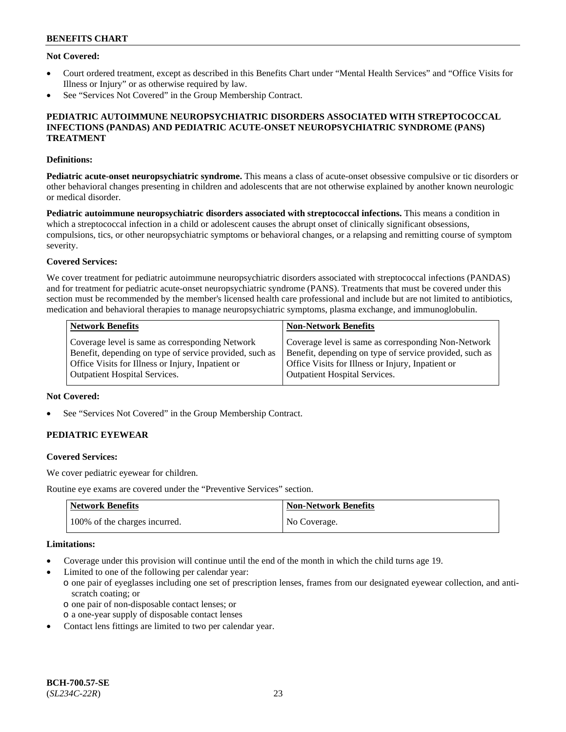**Not Covered:**

- Court ordered treatment, except as described in this Benefits Chart under "Mental Health Services" and "Office Visits for Illness or Injury" or as otherwise required by law.
- See "Services Not Covered" in the Group Membership Contract.

### PEDIATRIC AUTOIMMUNE NEUROPSYCHIATRIC DISORDERS ASSOCIATED WITH STREPTOCOCCAL INFECTIONS (PANDAS) AND PEDIATRIC ACUTE-ONSET NEUROPSYCHIATRIC SYNDROME (PANS) TREATMENT

**Definitions:**

**Pediatric acute-onset neuropsychiatric syndrome.** This means a class of acute-onset obsessive compulsive or tic disorders or other behavioral changes presenting in children and adolescents that are not otherwise explained by another known neurologic or medical disorder.

**Pediatric autoimmune neuropsychiatric disorders associated with streptococcal infections.** This means a condition in which a streptococcal infection in a child or adolescent causes the abrupt onset of clinically significant obsessions, compulsions, tics, or other neuropsychiatric symptoms or behavioral changes, or a relapsing and remitting course of symptom severity.

**Covered Services:**

We cover treatment for pediatric autoimmune neuropsychiatric disorders associated with streptococcal infections (PANDAS) and for treatment for pediatric acute-onset neuropsychiatric syndrome (PANS). Treatments that must be covered under this section must be recommended by the member's licensed health care professional and include but are not limited to antibiotics, medication and behavioral therapies to manage neuropsychiatric symptoms, plasma exchange, and immunoglobulin.

| Network Benefits | Non-Network Benefits |
| --- | --- |
| Coverage level is same as corresponding Network Benefit, depending on type of service provided, such as Office Visits for Illness or Injury, Inpatient or Outpatient Hospital Services. | Coverage level is same as corresponding Non-Network Benefit, depending on type of service provided, such as Office Visits for Illness or Injury, Inpatient or Outpatient Hospital Services. |

**Not Covered:**

- See "Services Not Covered" in the Group Membership Contract.

### PEDIATRIC EYEWEAR

**Covered Services:**

We cover pediatric eyewear for children.

Routine eye exams are covered under the "Preventive Services" section.

| Network Benefits | Non-Network Benefits |
| --- | --- |
| 100% of the charges incurred. | No Coverage. |

**Limitations:**

- Coverage under this provision will continue until the end of the month in which the child turns age 19.
- Limited to one of the following per calendar year:
  - one pair of eyeglasses including one set of prescription lenses, frames from our designated eyewear collection, and anti-scratch coating; or
  - one pair of non-disposable contact lenses; or
  - a one-year supply of disposable contact lenses
- Contact lens fittings are limited to two per calendar year.

BCH-700.57-SE
(*SL234C-22R*)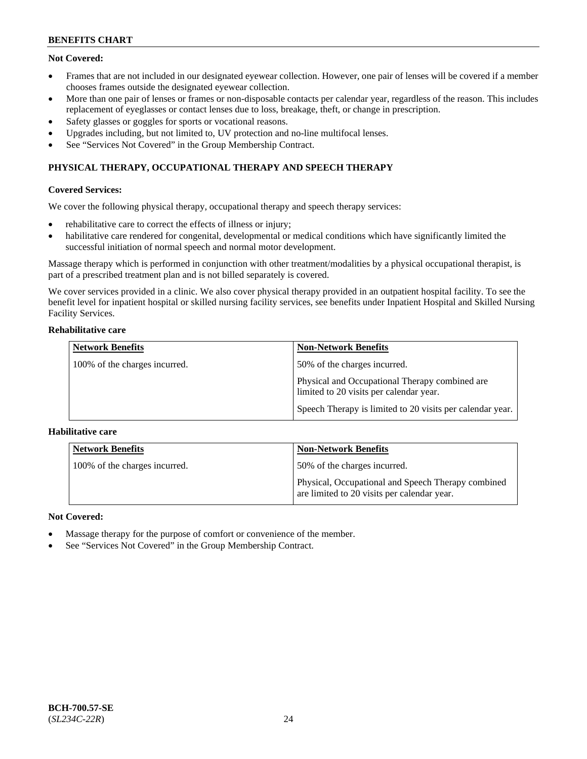**Not Covered:**

- Frames that are not included in our designated eyewear collection. However, one pair of lenses will be covered if a member chooses frames outside the designated eyewear collection.
- More than one pair of lenses or frames or non-disposable contacts per calendar year, regardless of the reason. This includes replacement of eyeglasses or contact lenses due to loss, breakage, theft, or change in prescription.
- Safety glasses or goggles for sports or vocational reasons.
- Upgrades including, but not limited to, UV protection and no-line multifocal lenses.
- See "Services Not Covered" in the Group Membership Contract.

## PHYSICAL THERAPY, OCCUPATIONAL THERAPY AND SPEECH THERAPY

**Covered Services:**

We cover the following physical therapy, occupational therapy and speech therapy services:

- rehabilitative care to correct the effects of illness or injury;
- habilitative care rendered for congenital, developmental or medical conditions which have significantly limited the successful initiation of normal speech and normal motor development.

Massage therapy which is performed in conjunction with other treatment/modalities by a physical occupational therapist, is part of a prescribed treatment plan and is not billed separately is covered.

We cover services provided in a clinic. We also cover physical therapy provided in an outpatient hospital facility. To see the benefit level for inpatient hospital or skilled nursing facility services, see benefits under Inpatient Hospital and Skilled Nursing Facility Services.

**Rehabilitative care**

| Network Benefits | Non-Network Benefits |
| --- | --- |
| 100% of the charges incurred. | 50% of the charges incurred.<br><br>Physical and Occupational Therapy combined are limited to 20 visits per calendar year.<br><br>Speech Therapy is limited to 20 visits per calendar year. |

**Habilitative care**

| Network Benefits | Non-Network Benefits |
| --- | --- |
| 100% of the charges incurred. | 50% of the charges incurred.<br><br>Physical, Occupational and Speech Therapy combined are limited to 20 visits per calendar year. |

**Not Covered:**

- Massage therapy for the purpose of comfort or convenience of the member.
- See "Services Not Covered" in the Group Membership Contract.

**BCH-700.57-SE**
(*SL234C-22R*)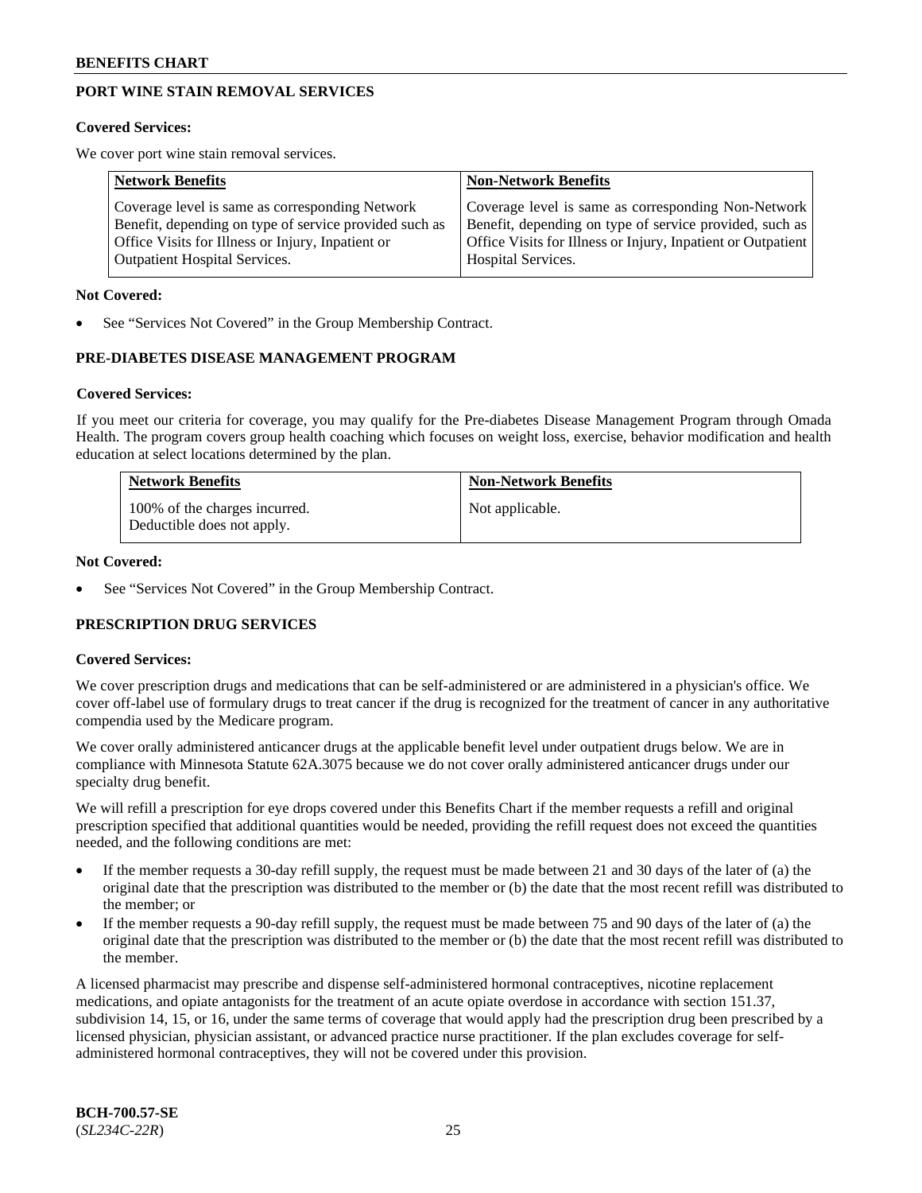## PORT WINE STAIN REMOVAL SERVICES

**Covered Services:**

We cover port wine stain removal services.

| Network Benefits | Non-Network Benefits |
|---|---|
| Coverage level is same as corresponding Network Benefit, depending on type of service provided such as Office Visits for Illness or Injury, Inpatient or Outpatient Hospital Services. | Coverage level is same as corresponding Non-Network Benefit, depending on type of service provided, such as Office Visits for Illness or Injury, Inpatient or Outpatient Hospital Services. |

**Not Covered:**

- See "Services Not Covered" in the Group Membership Contract.

## PRE-DIABETES DISEASE MANAGEMENT PROGRAM

**Covered Services:**

If you meet our criteria for coverage, you may qualify for the Pre-diabetes Disease Management Program through Omada Health. The program covers group health coaching which focuses on weight loss, exercise, behavior modification and health education at select locations determined by the plan.

| Network Benefits | Non-Network Benefits |
|---|---|
| 100% of the charges incurred. Deductible does not apply. | Not applicable. |

**Not Covered:**

- See "Services Not Covered" in the Group Membership Contract.

## PRESCRIPTION DRUG SERVICES

**Covered Services:**

We cover prescription drugs and medications that can be self-administered or are administered in a physician's office. We cover off-label use of formulary drugs to treat cancer if the drug is recognized for the treatment of cancer in any authoritative compendia used by the Medicare program.

We cover orally administered anticancer drugs at the applicable benefit level under outpatient drugs below. We are in compliance with Minnesota Statute 62A.3075 because we do not cover orally administered anticancer drugs under our specialty drug benefit.

We will refill a prescription for eye drops covered under this Benefits Chart if the member requests a refill and original prescription specified that additional quantities would be needed, providing the refill request does not exceed the quantities needed, and the following conditions are met:

- If the member requests a 30-day refill supply, the request must be made between 21 and 30 days of the later of (a) the original date that the prescription was distributed to the member or (b) the date that the most recent refill was distributed to the member; or
- If the member requests a 90-day refill supply, the request must be made between 75 and 90 days of the later of (a) the original date that the prescription was distributed to the member or (b) the date that the most recent refill was distributed to the member.

A licensed pharmacist may prescribe and dispense self-administered hormonal contraceptives, nicotine replacement medications, and opiate antagonists for the treatment of an acute opiate overdose in accordance with section 151.37, subdivision 14, 15, or 16, under the same terms of coverage that would apply had the prescription drug been prescribed by a licensed physician, physician assistant, or advanced practice nurse practitioner. If the plan excludes coverage for self-administered hormonal contraceptives, they will not be covered under this provision.

**BCH-700.57-SE**
(*SL234C-22R*)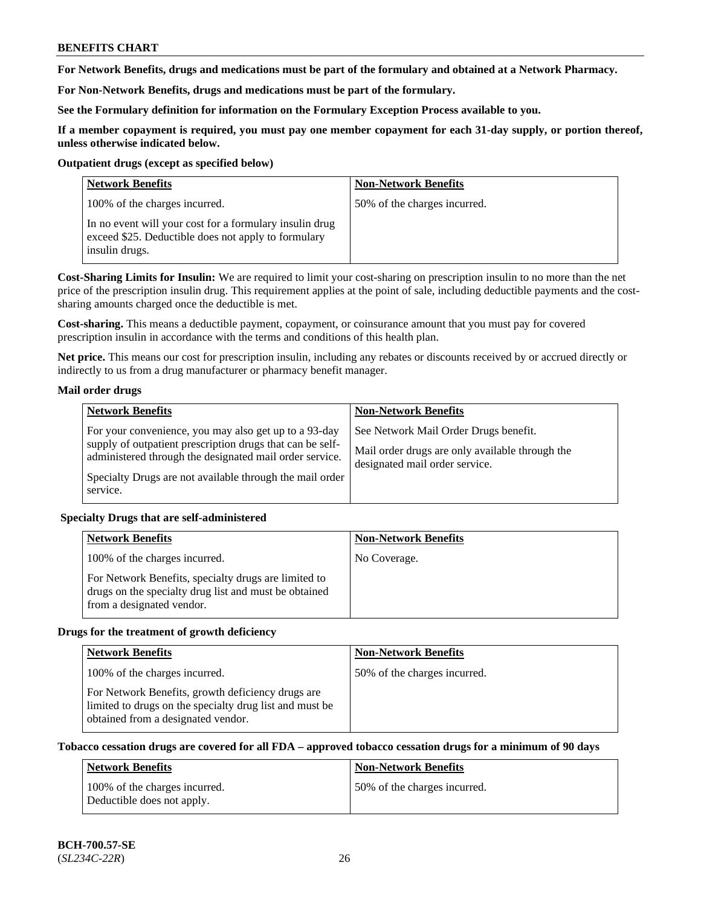**For Network Benefits, drugs and medications must be part of the formulary and obtained at a Network Pharmacy.**

**For Non-Network Benefits, drugs and medications must be part of the formulary.**

**See the Formulary definition for information on the Formulary Exception Process available to you.**

**If a member copayment is required, you must pay one member copayment for each 31-day supply, or portion thereof, unless otherwise indicated below.**

**Outpatient drugs (except as specified below)**

| Network Benefits | Non-Network Benefits |
|---|---|
| 100% of the charges incurred.<br><br>In no event will your cost for a formulary insulin drug exceed $25. Deductible does not apply to formulary insulin drugs. | 50% of the charges incurred. |

**Cost-Sharing Limits for Insulin:** We are required to limit your cost-sharing on prescription insulin to no more than the net price of the prescription insulin drug. This requirement applies at the point of sale, including deductible payments and the cost-sharing amounts charged once the deductible is met.

**Cost-sharing.** This means a deductible payment, copayment, or coinsurance amount that you must pay for covered prescription insulin in accordance with the terms and conditions of this health plan.

**Net price.** This means our cost for prescription insulin, including any rebates or discounts received by or accrued directly or indirectly to us from a drug manufacturer or pharmacy benefit manager.

**Mail order drugs**

| Network Benefits | Non-Network Benefits |
|---|---|
| For your convenience, you may also get up to a 93-day supply of outpatient prescription drugs that can be self-administered through the designated mail order service.<br><br>Specialty Drugs are not available through the mail order service. | See Network Mail Order Drugs benefit.<br><br>Mail order drugs are only available through the designated mail order service. |

**Specialty Drugs that are self-administered**

| Network Benefits | Non-Network Benefits |
|---|---|
| 100% of the charges incurred.<br><br>For Network Benefits, specialty drugs are limited to drugs on the specialty drug list and must be obtained from a designated vendor. | No Coverage. |

**Drugs for the treatment of growth deficiency**

| Network Benefits | Non-Network Benefits |
|---|---|
| 100% of the charges incurred.<br><br>For Network Benefits, growth deficiency drugs are limited to drugs on the specialty drug list and must be obtained from a designated vendor. | 50% of the charges incurred. |

**Tobacco cessation drugs are covered for all FDA – approved tobacco cessation drugs for a minimum of 90 days**

| Network Benefits | Non-Network Benefits |
|---|---|
| 100% of the charges incurred.<br>Deductible does not apply. | 50% of the charges incurred. |

**BCH-700.57-SE**
(*SL234C-22R*)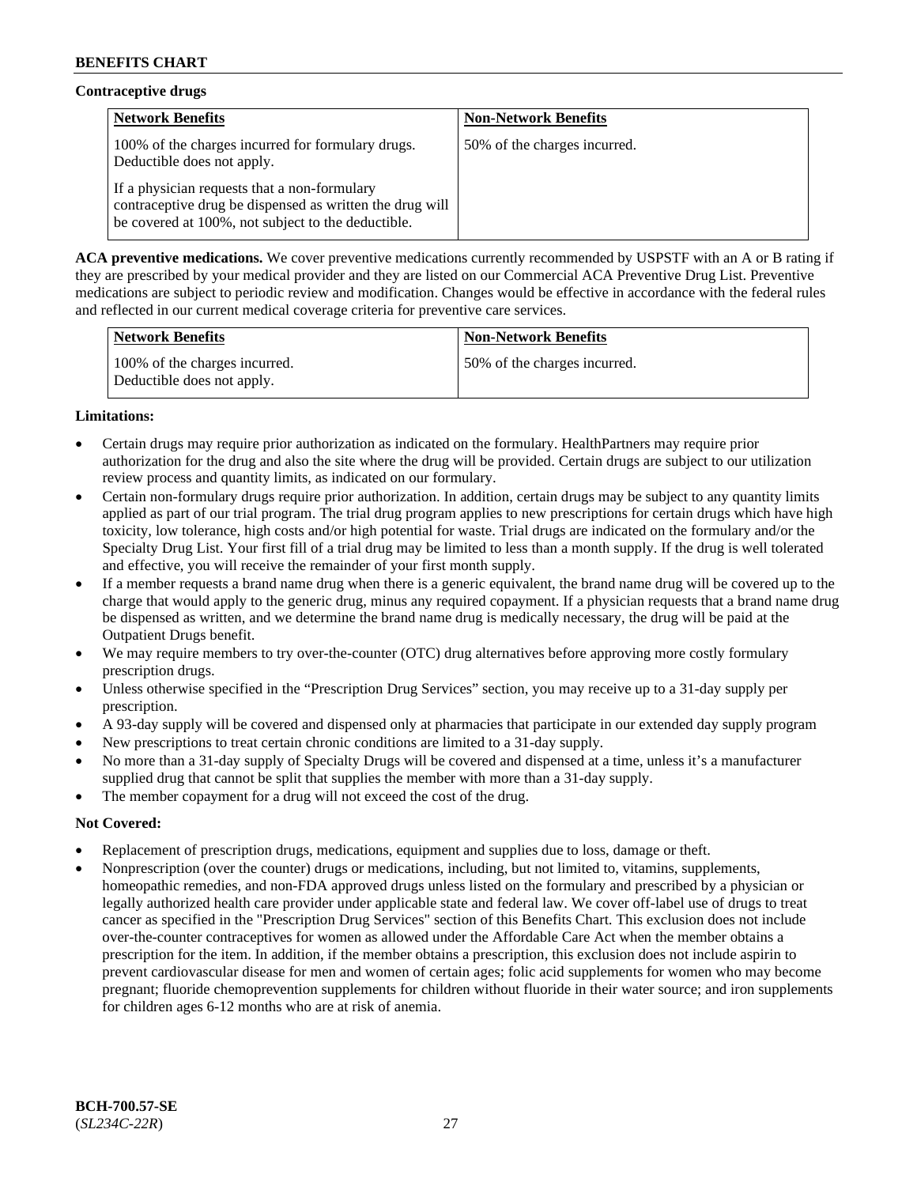**Contraceptive drugs**

| Network Benefits | Non-Network Benefits |
|---|---|
| 100% of the charges incurred for formulary drugs. Deductible does not apply.<br><br>If a physician requests that a non-formulary contraceptive drug be dispensed as written the drug will be covered at 100%, not subject to the deductible. | 50% of the charges incurred. |

**ACA preventive medications.** We cover preventive medications currently recommended by USPSTF with an A or B rating if they are prescribed by your medical provider and they are listed on our Commercial ACA Preventive Drug List. Preventive medications are subject to periodic review and modification. Changes would be effective in accordance with the federal rules and reflected in our current medical coverage criteria for preventive care services.

| Network Benefits | Non-Network Benefits |
|---|---|
| 100% of the charges incurred. Deductible does not apply. | 50% of the charges incurred. |

**Limitations:**

- Certain drugs may require prior authorization as indicated on the formulary. HealthPartners may require prior authorization for the drug and also the site where the drug will be provided. Certain drugs are subject to our utilization review process and quantity limits, as indicated on our formulary.
- Certain non-formulary drugs require prior authorization. In addition, certain drugs may be subject to any quantity limits applied as part of our trial program. The trial drug program applies to new prescriptions for certain drugs which have high toxicity, low tolerance, high costs and/or high potential for waste. Trial drugs are indicated on the formulary and/or the Specialty Drug List. Your first fill of a trial drug may be limited to less than a month supply. If the drug is well tolerated and effective, you will receive the remainder of your first month supply.
- If a member requests a brand name drug when there is a generic equivalent, the brand name drug will be covered up to the charge that would apply to the generic drug, minus any required copayment. If a physician requests that a brand name drug be dispensed as written, and we determine the brand name drug is medically necessary, the drug will be paid at the Outpatient Drugs benefit.
- We may require members to try over-the-counter (OTC) drug alternatives before approving more costly formulary prescription drugs.
- Unless otherwise specified in the "Prescription Drug Services" section, you may receive up to a 31-day supply per prescription.
- A 93-day supply will be covered and dispensed only at pharmacies that participate in our extended day supply program
- New prescriptions to treat certain chronic conditions are limited to a 31-day supply.
- No more than a 31-day supply of Specialty Drugs will be covered and dispensed at a time, unless it's a manufacturer supplied drug that cannot be split that supplies the member with more than a 31-day supply.
- The member copayment for a drug will not exceed the cost of the drug.

**Not Covered:**

- Replacement of prescription drugs, medications, equipment and supplies due to loss, damage or theft.
- Nonprescription (over the counter) drugs or medications, including, but not limited to, vitamins, supplements, homeopathic remedies, and non-FDA approved drugs unless listed on the formulary and prescribed by a physician or legally authorized health care provider under applicable state and federal law. We cover off-label use of drugs to treat cancer as specified in the "Prescription Drug Services" section of this Benefits Chart. This exclusion does not include over-the-counter contraceptives for women as allowed under the Affordable Care Act when the member obtains a prescription for the item. In addition, if the member obtains a prescription, this exclusion does not include aspirin to prevent cardiovascular disease for men and women of certain ages; folic acid supplements for women who may become pregnant; fluoride chemoprevention supplements for children without fluoride in their water source; and iron supplements for children ages 6-12 months who are at risk of anemia.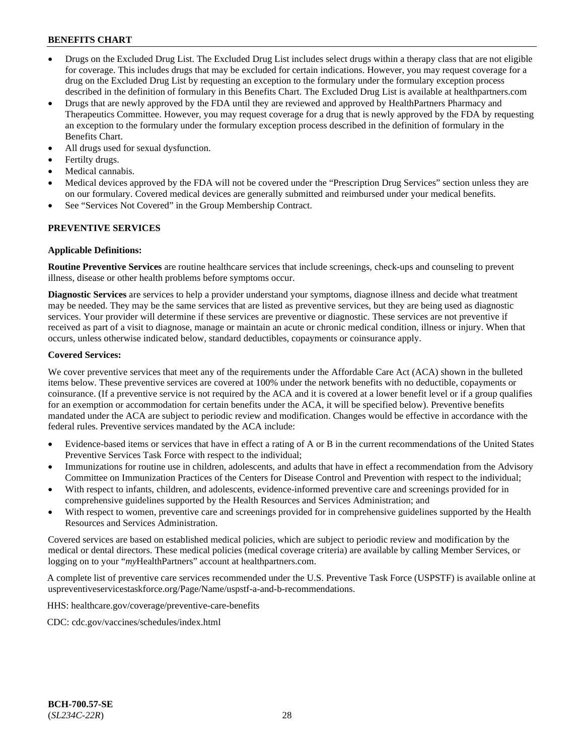- Drugs on the Excluded Drug List. The Excluded Drug List includes select drugs within a therapy class that are not eligible for coverage. This includes drugs that may be excluded for certain indications. However, you may request coverage for a drug on the Excluded Drug List by requesting an exception to the formulary under the formulary exception process described in the definition of formulary in this Benefits Chart. The Excluded Drug List is available at healthpartners.com
- Drugs that are newly approved by the FDA until they are reviewed and approved by HealthPartners Pharmacy and Therapeutics Committee. However, you may request coverage for a drug that is newly approved by the FDA by requesting an exception to the formulary under the formulary exception process described in the definition of formulary in the Benefits Chart.
- All drugs used for sexual dysfunction.
- Fertilty drugs.
- Medical cannabis.
- Medical devices approved by the FDA will not be covered under the "Prescription Drug Services" section unless they are on our formulary. Covered medical devices are generally submitted and reimbursed under your medical benefits.
- See "Services Not Covered" in the Group Membership Contract.

## PREVENTIVE SERVICES

**Applicable Definitions:**

**Routine Preventive Services** are routine healthcare services that include screenings, check-ups and counseling to prevent illness, disease or other health problems before symptoms occur.

**Diagnostic Services** are services to help a provider understand your symptoms, diagnose illness and decide what treatment may be needed. They may be the same services that are listed as preventive services, but they are being used as diagnostic services. Your provider will determine if these services are preventive or diagnostic. These services are not preventive if received as part of a visit to diagnose, manage or maintain an acute or chronic medical condition, illness or injury. When that occurs, unless otherwise indicated below, standard deductibles, copayments or coinsurance apply.

**Covered Services:**

We cover preventive services that meet any of the requirements under the Affordable Care Act (ACA) shown in the bulleted items below. These preventive services are covered at 100% under the network benefits with no deductible, copayments or coinsurance. (If a preventive service is not required by the ACA and it is covered at a lower benefit level or if a group qualifies for an exemption or accommodation for certain benefits under the ACA, it will be specified below). Preventive benefits mandated under the ACA are subject to periodic review and modification. Changes would be effective in accordance with the federal rules. Preventive services mandated by the ACA include:

- Evidence-based items or services that have in effect a rating of A or B in the current recommendations of the United States Preventive Services Task Force with respect to the individual;
- Immunizations for routine use in children, adolescents, and adults that have in effect a recommendation from the Advisory Committee on Immunization Practices of the Centers for Disease Control and Prevention with respect to the individual;
- With respect to infants, children, and adolescents, evidence-informed preventive care and screenings provided for in comprehensive guidelines supported by the Health Resources and Services Administration; and
- With respect to women, preventive care and screenings provided for in comprehensive guidelines supported by the Health Resources and Services Administration.

Covered services are based on established medical policies, which are subject to periodic review and modification by the medical or dental directors. These medical policies (medical coverage criteria) are available by calling Member Services, or logging on to your "*my*HealthPartners" account at healthpartners.com.

A complete list of preventive care services recommended under the U.S. Preventive Task Force (USPSTF) is available online at uspreventiveservicestaskforce.org/Page/Name/uspstf-a-and-b-recommendations.

HHS: healthcare.gov/coverage/preventive-care-benefits

CDC: cdc.gov/vaccines/schedules/index.html

**BCH-700.57-SE**
(*SL234C-22R*)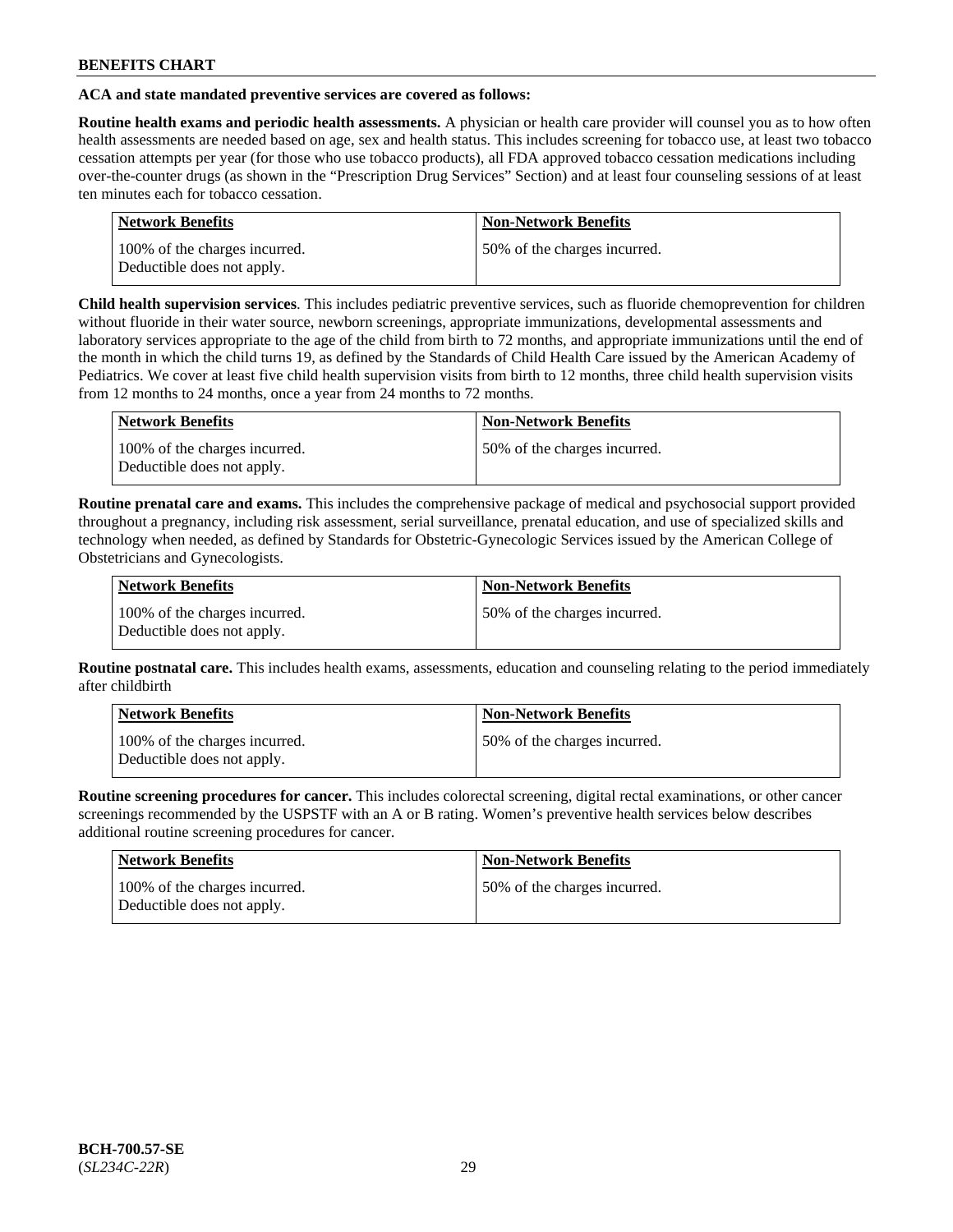**ACA and state mandated preventive services are covered as follows:**

**Routine health exams and periodic health assessments.** A physician or health care provider will counsel you as to how often health assessments are needed based on age, sex and health status. This includes screening for tobacco use, at least two tobacco cessation attempts per year (for those who use tobacco products), all FDA approved tobacco cessation medications including over-the-counter drugs (as shown in the "Prescription Drug Services" Section) and at least four counseling sessions of at least ten minutes each for tobacco cessation.

| Network Benefits | Non-Network Benefits |
|---|---|
| 100% of the charges incurred. Deductible does not apply. | 50% of the charges incurred. |

**Child health supervision services**. This includes pediatric preventive services, such as fluoride chemoprevention for children without fluoride in their water source, newborn screenings, appropriate immunizations, developmental assessments and laboratory services appropriate to the age of the child from birth to 72 months, and appropriate immunizations until the end of the month in which the child turns 19, as defined by the Standards of Child Health Care issued by the American Academy of Pediatrics. We cover at least five child health supervision visits from birth to 12 months, three child health supervision visits from 12 months to 24 months, once a year from 24 months to 72 months.

| Network Benefits | Non-Network Benefits |
|---|---|
| 100% of the charges incurred. Deductible does not apply. | 50% of the charges incurred. |

**Routine prenatal care and exams.** This includes the comprehensive package of medical and psychosocial support provided throughout a pregnancy, including risk assessment, serial surveillance, prenatal education, and use of specialized skills and technology when needed, as defined by Standards for Obstetric-Gynecologic Services issued by the American College of Obstetricians and Gynecologists.

| Network Benefits | Non-Network Benefits |
|---|---|
| 100% of the charges incurred. Deductible does not apply. | 50% of the charges incurred. |

**Routine postnatal care.** This includes health exams, assessments, education and counseling relating to the period immediately after childbirth

| Network Benefits | Non-Network Benefits |
|---|---|
| 100% of the charges incurred. Deductible does not apply. | 50% of the charges incurred. |

**Routine screening procedures for cancer.** This includes colorectal screening, digital rectal examinations, or other cancer screenings recommended by the USPSTF with an A or B rating. Women's preventive health services below describes additional routine screening procedures for cancer.

| Network Benefits | Non-Network Benefits |
|---|---|
| 100% of the charges incurred. Deductible does not apply. | 50% of the charges incurred. |

**BCH-700.57-SE**
(*SL234C-22R*)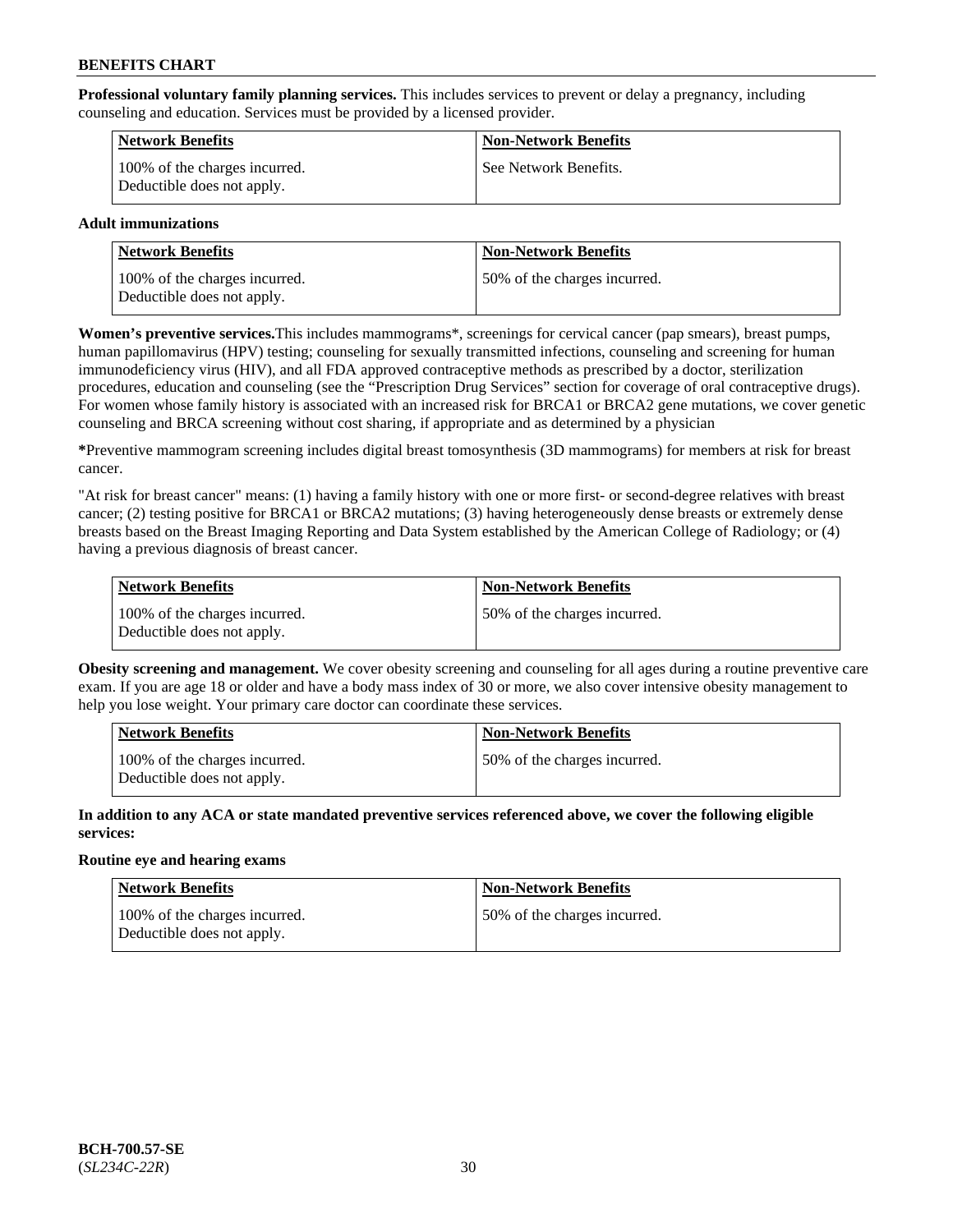**Professional voluntary family planning services.** This includes services to prevent or delay a pregnancy, including counseling and education. Services must be provided by a licensed provider.

| Network Benefits | Non-Network Benefits |
| --- | --- |
| 100% of the charges incurred. Deductible does not apply. | See Network Benefits. |

**Adult immunizations**

| Network Benefits | Non-Network Benefits |
| --- | --- |
| 100% of the charges incurred. Deductible does not apply. | 50% of the charges incurred. |

**Women's preventive services.**This includes mammograms*, screenings for cervical cancer (pap smears), breast pumps, human papillomavirus (HPV) testing; counseling for sexually transmitted infections, counseling and screening for human immunodeficiency virus (HIV), and all FDA approved contraceptive methods as prescribed by a doctor, sterilization procedures, education and counseling (see the "Prescription Drug Services" section for coverage of oral contraceptive drugs). For women whose family history is associated with an increased risk for BRCA1 or BRCA2 gene mutations, we cover genetic counseling and BRCA screening without cost sharing, if appropriate and as determined by a physician

**\***Preventive mammogram screening includes digital breast tomosynthesis (3D mammograms) for members at risk for breast cancer.

"At risk for breast cancer" means: (1) having a family history with one or more first- or second-degree relatives with breast cancer; (2) testing positive for BRCA1 or BRCA2 mutations; (3) having heterogeneously dense breasts or extremely dense breasts based on the Breast Imaging Reporting and Data System established by the American College of Radiology; or (4) having a previous diagnosis of breast cancer.

| Network Benefits | Non-Network Benefits |
| --- | --- |
| 100% of the charges incurred. Deductible does not apply. | 50% of the charges incurred. |

**Obesity screening and management.** We cover obesity screening and counseling for all ages during a routine preventive care exam. If you are age 18 or older and have a body mass index of 30 or more, we also cover intensive obesity management to help you lose weight. Your primary care doctor can coordinate these services.

| Network Benefits | Non-Network Benefits |
| --- | --- |
| 100% of the charges incurred. Deductible does not apply. | 50% of the charges incurred. |

**In addition to any ACA or state mandated preventive services referenced above, we cover the following eligible services:**

**Routine eye and hearing exams**

| Network Benefits | Non-Network Benefits |
| --- | --- |
| 100% of the charges incurred. Deductible does not apply. | 50% of the charges incurred. |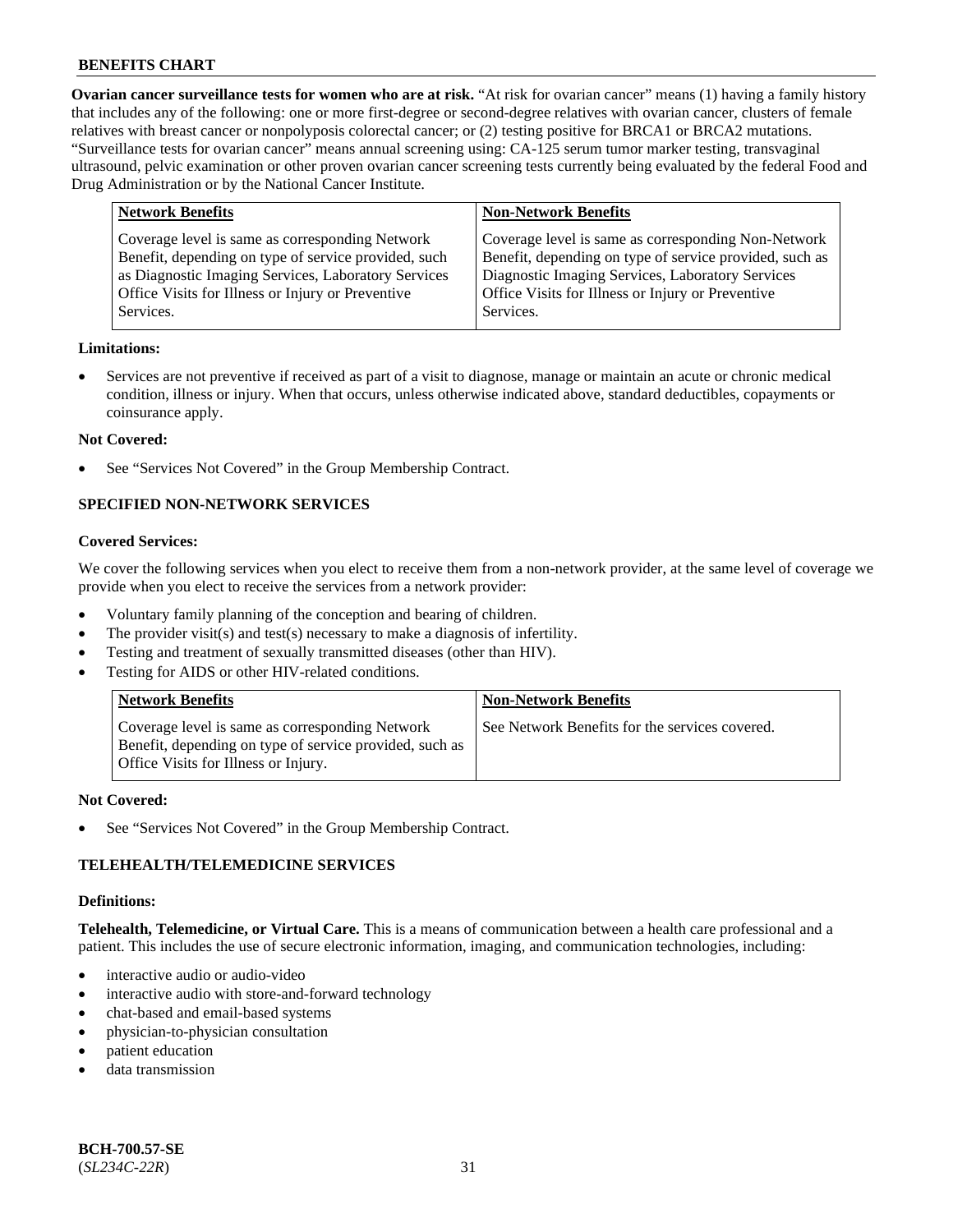**Ovarian cancer surveillance tests for women who are at risk.** "At risk for ovarian cancer" means (1) having a family history that includes any of the following: one or more first-degree or second-degree relatives with ovarian cancer, clusters of female relatives with breast cancer or nonpolyposis colorectal cancer; or (2) testing positive for BRCA1 or BRCA2 mutations. "Surveillance tests for ovarian cancer" means annual screening using: CA-125 serum tumor marker testing, transvaginal ultrasound, pelvic examination or other proven ovarian cancer screening tests currently being evaluated by the federal Food and Drug Administration or by the National Cancer Institute.

| Network Benefits | Non-Network Benefits |
|---|---|
| Coverage level is same as corresponding Network Benefit, depending on type of service provided, such as Diagnostic Imaging Services, Laboratory Services Office Visits for Illness or Injury or Preventive Services. | Coverage level is same as corresponding Non-Network Benefit, depending on type of service provided, such as Diagnostic Imaging Services, Laboratory Services Office Visits for Illness or Injury or Preventive Services. |

**Limitations:**

- Services are not preventive if received as part of a visit to diagnose, manage or maintain an acute or chronic medical condition, illness or injury. When that occurs, unless otherwise indicated above, standard deductibles, copayments or coinsurance apply.

**Not Covered:**

- See "Services Not Covered" in the Group Membership Contract.

### SPECIFIED NON-NETWORK SERVICES

**Covered Services:**

We cover the following services when you elect to receive them from a non-network provider, at the same level of coverage we provide when you elect to receive the services from a network provider:

- Voluntary family planning of the conception and bearing of children.
- The provider visit(s) and test(s) necessary to make a diagnosis of infertility.
- Testing and treatment of sexually transmitted diseases (other than HIV).
- Testing for AIDS or other HIV-related conditions.

| Network Benefits | Non-Network Benefits |
|---|---|
| Coverage level is same as corresponding Network Benefit, depending on type of service provided, such as Office Visits for Illness or Injury. | See Network Benefits for the services covered. |

**Not Covered:**

- See "Services Not Covered" in the Group Membership Contract.

### TELEHEALTH/TELEMEDICINE SERVICES

**Definitions:**

**Telehealth, Telemedicine, or Virtual Care.** This is a means of communication between a health care professional and a patient. This includes the use of secure electronic information, imaging, and communication technologies, including:

- interactive audio or audio-video
- interactive audio with store-and-forward technology
- chat-based and email-based systems
- physician-to-physician consultation
- patient education
- data transmission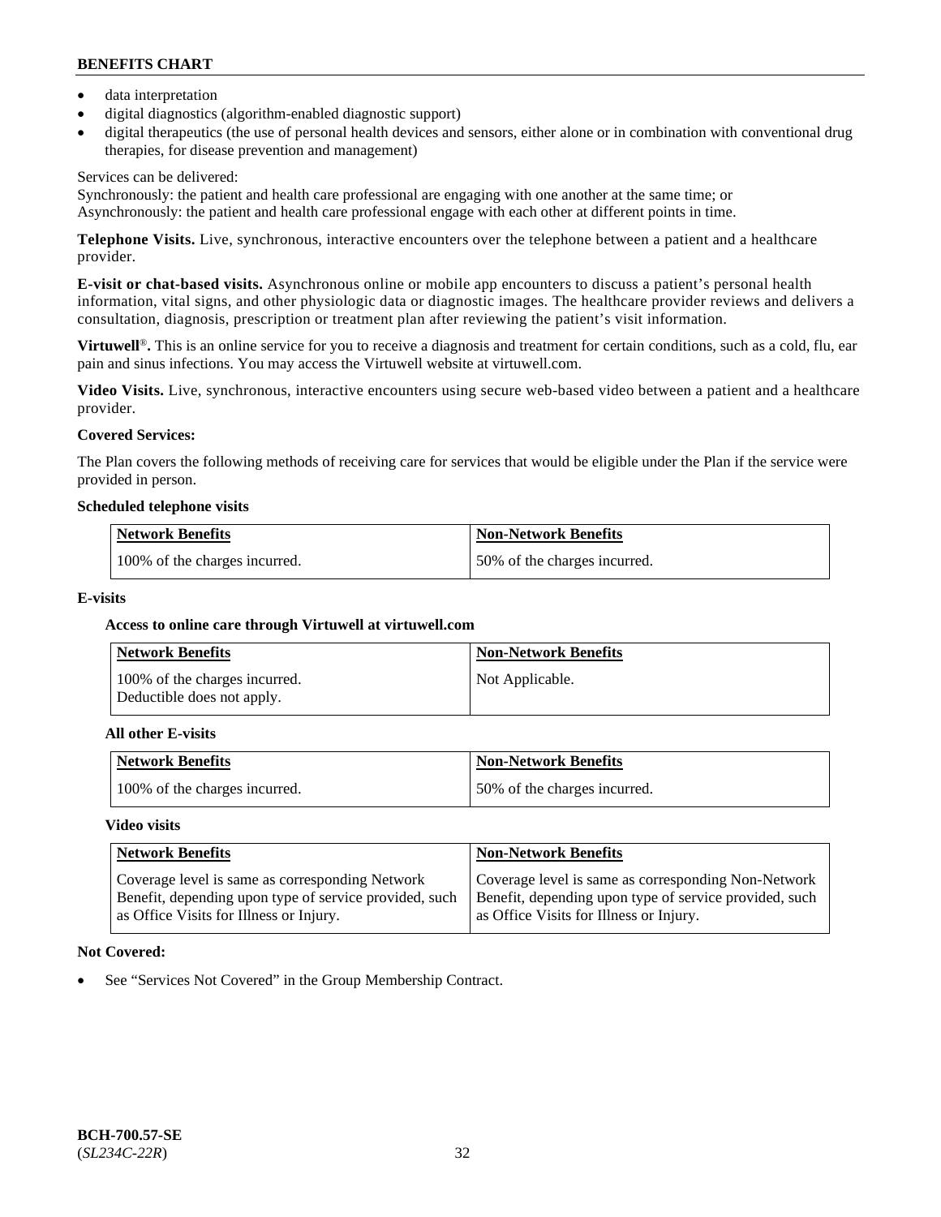- data interpretation
- digital diagnostics (algorithm-enabled diagnostic support)
- digital therapeutics (the use of personal health devices and sensors, either alone or in combination with conventional drug therapies, for disease prevention and management)

Services can be delivered:
Synchronously: the patient and health care professional are engaging with one another at the same time; or
Asynchronously: the patient and health care professional engage with each other at different points in time.

**Telephone Visits.** Live, synchronous, interactive encounters over the telephone between a patient and a healthcare provider.

**E-visit or chat-based visits.** Asynchronous online or mobile app encounters to discuss a patient's personal health information, vital signs, and other physiologic data or diagnostic images. The healthcare provider reviews and delivers a consultation, diagnosis, prescription or treatment plan after reviewing the patient's visit information.

**Virtuwell®.** This is an online service for you to receive a diagnosis and treatment for certain conditions, such as a cold, flu, ear pain and sinus infections. You may access the Virtuwell website at virtuwell.com.

**Video Visits.** Live, synchronous, interactive encounters using secure web-based video between a patient and a healthcare provider.

**Covered Services:**

The Plan covers the following methods of receiving care for services that would be eligible under the Plan if the service were provided in person.

**Scheduled telephone visits**

| Network Benefits | Non-Network Benefits |
|---|---|
| 100% of the charges incurred. | 50% of the charges incurred. |

**E-visits**

**Access to online care through Virtuwell at virtuwell.com**

| Network Benefits | Non-Network Benefits |
|---|---|
| 100% of the charges incurred. Deductible does not apply. | Not Applicable. |

**All other E-visits**

| Network Benefits | Non-Network Benefits |
|---|---|
| 100% of the charges incurred. | 50% of the charges incurred. |

**Video visits**

| Network Benefits | Non-Network Benefits |
|---|---|
| Coverage level is same as corresponding Network Benefit, depending upon type of service provided, such as Office Visits for Illness or Injury. | Coverage level is same as corresponding Non-Network Benefit, depending upon type of service provided, such as Office Visits for Illness or Injury. |

**Not Covered:**

- See "Services Not Covered" in the Group Membership Contract.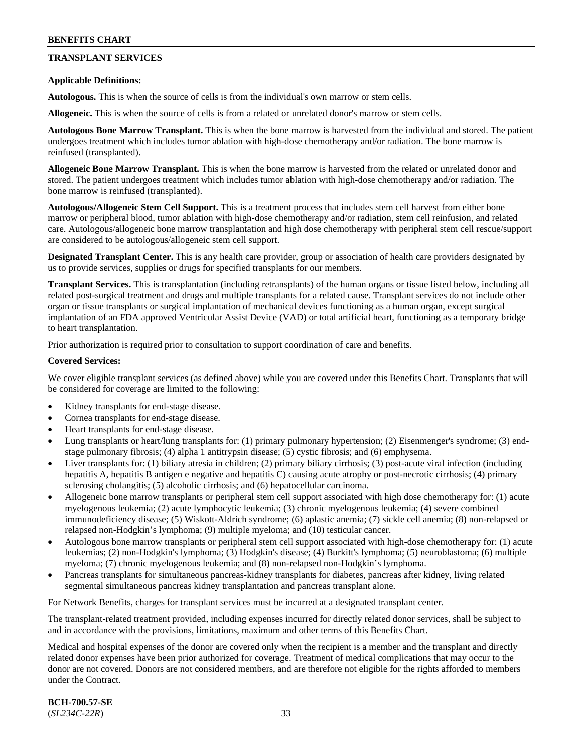## TRANSPLANT SERVICES

**Applicable Definitions:**

**Autologous.** This is when the source of cells is from the individual's own marrow or stem cells.

**Allogeneic.** This is when the source of cells is from a related or unrelated donor's marrow or stem cells.

**Autologous Bone Marrow Transplant.** This is when the bone marrow is harvested from the individual and stored. The patient undergoes treatment which includes tumor ablation with high-dose chemotherapy and/or radiation. The bone marrow is reinfused (transplanted).

**Allogeneic Bone Marrow Transplant.** This is when the bone marrow is harvested from the related or unrelated donor and stored. The patient undergoes treatment which includes tumor ablation with high-dose chemotherapy and/or radiation. The bone marrow is reinfused (transplanted).

**Autologous/Allogeneic Stem Cell Support.** This is a treatment process that includes stem cell harvest from either bone marrow or peripheral blood, tumor ablation with high-dose chemotherapy and/or radiation, stem cell reinfusion, and related care. Autologous/allogeneic bone marrow transplantation and high dose chemotherapy with peripheral stem cell rescue/support are considered to be autologous/allogeneic stem cell support.

**Designated Transplant Center.** This is any health care provider, group or association of health care providers designated by us to provide services, supplies or drugs for specified transplants for our members.

**Transplant Services.** This is transplantation (including retransplants) of the human organs or tissue listed below, including all related post-surgical treatment and drugs and multiple transplants for a related cause. Transplant services do not include other organ or tissue transplants or surgical implantation of mechanical devices functioning as a human organ, except surgical implantation of an FDA approved Ventricular Assist Device (VAD) or total artificial heart, functioning as a temporary bridge to heart transplantation.

Prior authorization is required prior to consultation to support coordination of care and benefits.

**Covered Services:**

We cover eligible transplant services (as defined above) while you are covered under this Benefits Chart. Transplants that will be considered for coverage are limited to the following:

- Kidney transplants for end-stage disease.
- Cornea transplants for end-stage disease.
- Heart transplants for end-stage disease.
- Lung transplants or heart/lung transplants for: (1) primary pulmonary hypertension; (2) Eisenmenger's syndrome; (3) end-stage pulmonary fibrosis; (4) alpha 1 antitrypsin disease; (5) cystic fibrosis; and (6) emphysema.
- Liver transplants for: (1) biliary atresia in children; (2) primary biliary cirrhosis; (3) post-acute viral infection (including hepatitis A, hepatitis B antigen e negative and hepatitis C) causing acute atrophy or post-necrotic cirrhosis; (4) primary sclerosing cholangitis; (5) alcoholic cirrhosis; and (6) hepatocellular carcinoma.
- Allogeneic bone marrow transplants or peripheral stem cell support associated with high dose chemotherapy for: (1) acute myelogenous leukemia; (2) acute lymphocytic leukemia; (3) chronic myelogenous leukemia; (4) severe combined immunodeficiency disease; (5) Wiskott-Aldrich syndrome; (6) aplastic anemia; (7) sickle cell anemia; (8) non-relapsed or relapsed non-Hodgkin's lymphoma; (9) multiple myeloma; and (10) testicular cancer.
- Autologous bone marrow transplants or peripheral stem cell support associated with high-dose chemotherapy for: (1) acute leukemias; (2) non-Hodgkin's lymphoma; (3) Hodgkin's disease; (4) Burkitt's lymphoma; (5) neuroblastoma; (6) multiple myeloma; (7) chronic myelogenous leukemia; and (8) non-relapsed non-Hodgkin's lymphoma.
- Pancreas transplants for simultaneous pancreas-kidney transplants for diabetes, pancreas after kidney, living related segmental simultaneous pancreas kidney transplantation and pancreas transplant alone.

For Network Benefits, charges for transplant services must be incurred at a designated transplant center.

The transplant-related treatment provided, including expenses incurred for directly related donor services, shall be subject to and in accordance with the provisions, limitations, maximum and other terms of this Benefits Chart.

Medical and hospital expenses of the donor are covered only when the recipient is a member and the transplant and directly related donor expenses have been prior authorized for coverage. Treatment of medical complications that may occur to the donor are not covered. Donors are not considered members, and are therefore not eligible for the rights afforded to members under the Contract.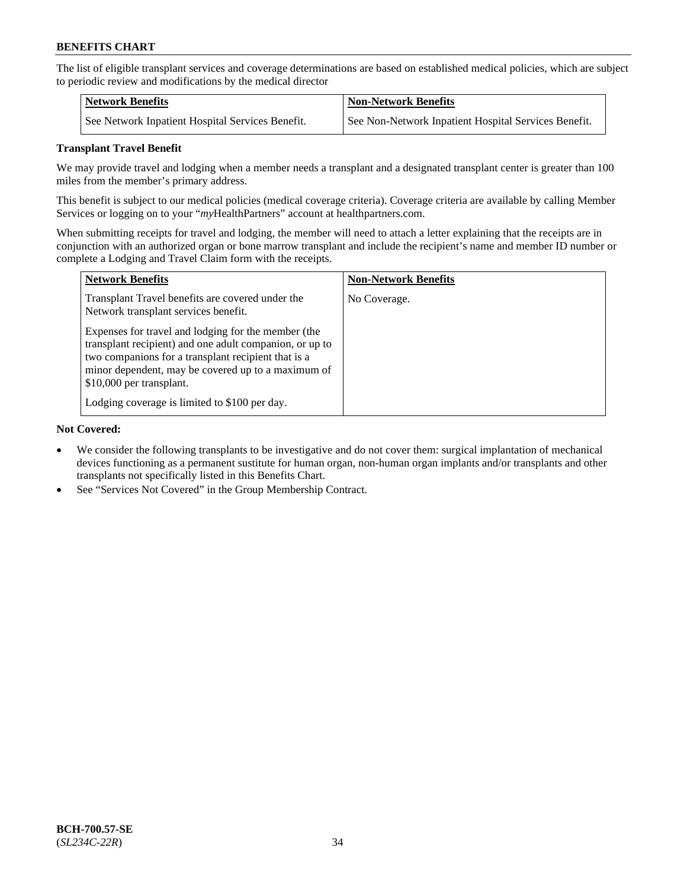The list of eligible transplant services and coverage determinations are based on established medical policies, which are subject to periodic review and modifications by the medical director

| Network Benefits | Non-Network Benefits |
| --- | --- |
| See Network Inpatient Hospital Services Benefit. | See Non-Network Inpatient Hospital Services Benefit. |

**Transplant Travel Benefit**

We may provide travel and lodging when a member needs a transplant and a designated transplant center is greater than 100 miles from the member's primary address.

This benefit is subject to our medical policies (medical coverage criteria). Coverage criteria are available by calling Member Services or logging on to your "*my*HealthPartners" account at healthpartners.com.

When submitting receipts for travel and lodging, the member will need to attach a letter explaining that the receipts are in conjunction with an authorized organ or bone marrow transplant and include the recipient's name and member ID number or complete a Lodging and Travel Claim form with the receipts.

| Network Benefits | Non-Network Benefits |
| --- | --- |
| Transplant Travel benefits are covered under the Network transplant services benefit.<br><br>Expenses for travel and lodging for the member (the transplant recipient) and one adult companion, or up to two companions for a transplant recipient that is a minor dependent, may be covered up to a maximum of $10,000 per transplant.<br><br>Lodging coverage is limited to $100 per day. | No Coverage. |

**Not Covered:**

- We consider the following transplants to be investigative and do not cover them: surgical implantation of mechanical devices functioning as a permanent sustitute for human organ, non-human organ implants and/or transplants and other transplants not specifically listed in this Benefits Chart.
- See "Services Not Covered" in the Group Membership Contract.